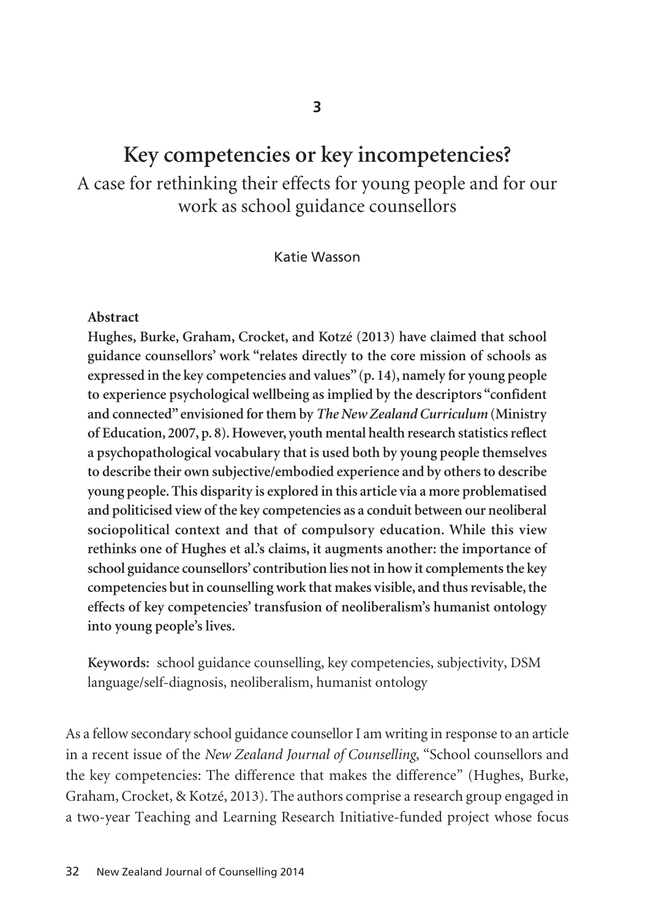3

# Key competencies or key incompetencies?

## A case for rethinking their effects for young people and for our work as school guidance counsellors

Katie Wasson

**Abstract**

**Hughes, Burke, Graham, Crockett, and Kotzé (2013) have claimed that school guidance counsellors' work "relates directly to the core mission of schools as expressed in the key competencies and values" (p. 14), namely for young people to experience psychological wellbeing as implied by the descriptors "confident and connected" envisioned for them by *The New Zealand Curriculum* (Ministry of Education, 2007, p. 8). However, youth mental health research statistics reflect a psychopathological vocabulary that is used both by young people themselves to describe their own subjective/embodied experience and by others to describe young people. This disparity is explored in this article via a more problematised and politicised view of the key competencies as a conduit between our neoliberal sociopolitical context and that of compulsory education. While this view rethinks one of Hughes et al.'s claims, it augments another: the importance of school guidance counsellors' contribution lies not in how it complements the key competencies but in counselling work that makes visible, and thus revisable, the effects of key competencies' transfusion of neoliberalism's humanist ontology into young people's lives.**

**Keywords:** school guidance counselling, key competencies, subjectivity, DSM language/self-diagnosis, neoliberalism, humanist ontology

As a fellow secondary school guidance counsellor I am writing in response to an article in a recent issue of the *New Zealand Journal of Counselling*, "School counsellors and the key competencies: The difference that makes the difference" (Hughes, Burke, Graham, Crocket, & Kotzé, 2013). The authors comprise a research group engaged in a two-year Teaching and Learning Research Initiative-funded project whose focus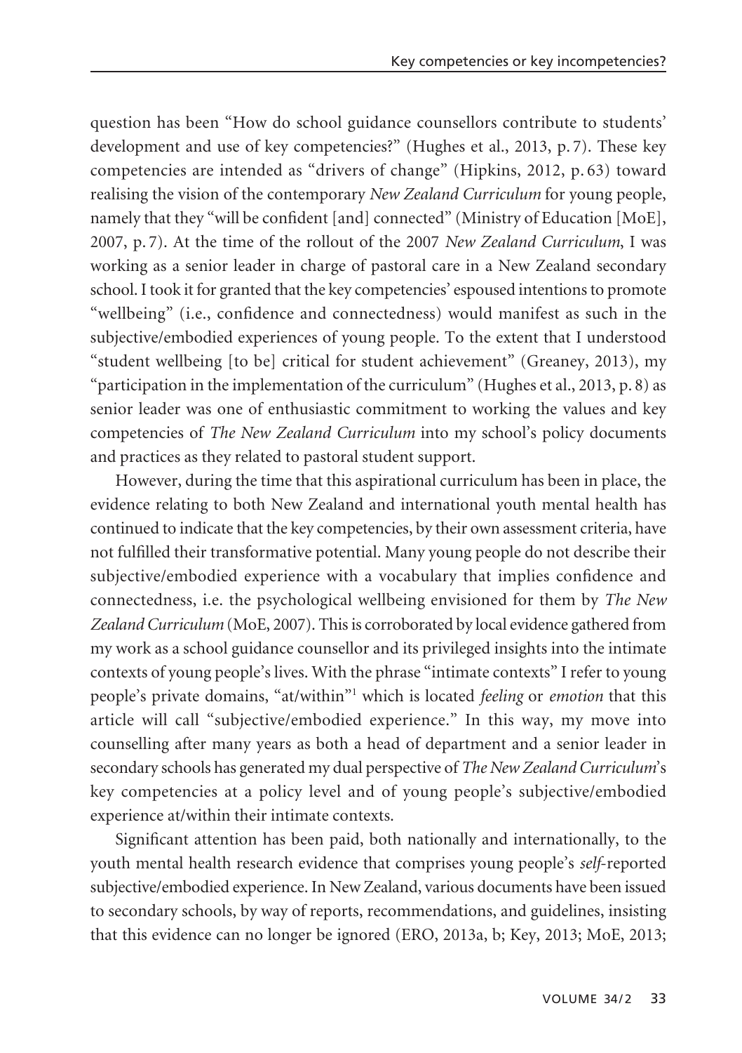question has been "How do school guidance counsellors contribute to students' development and use of key competencies?" (Hughes et al., 2013, p. 7). These key competencies are intended as "drivers of change" (Hipkins, 2012, p. 63) toward realising the vision of the contemporary *New Zealand Curriculum* for young people, namely that they "will be confident [and] connected" (Ministry of Education [MoE], 2007, p. 7). At the time of the rollout of the 2007 *New Zealand Curriculum*, I was working as a senior leader in charge of pastoral care in a New Zealand secondary school. I took it for granted that the key competencies' espoused intentions to promote "wellbeing" (i.e., confidence and connectedness) would manifest as such in the subjective/embodied experiences of young people. To the extent that I understood "student wellbeing [to be] critical for student achievement" (Greaney, 2013), my "participation in the implementation of the curriculum" (Hughes et al., 2013, p. 8) as senior leader was one of enthusiastic commitment to working the values and key competencies of *The New Zealand Curriculum* into my school's policy documents and practices as they related to pastoral student support.

However, during the time that this aspirational curriculum has been in place, the evidence relating to both New Zealand and international youth mental health has continued to indicate that the key competencies, by their own assessment criteria, have not fulfilled their transformative potential. Many young people do not describe their subjective/embodied experience with a vocabulary that implies confidence and connectedness, i.e. the psychological wellbeing envisioned for them by *The New Zealand Curriculum* (MoE, 2007). This is corroborated by local evidence gathered from my work as a school guidance counsellor and its privileged insights into the intimate contexts of young people's lives. With the phrase "intimate contexts" I refer to young people's private domains, "at/within"[1] which is located *feeling* or *emotion* that this article will call "subjective/embodied experience." In this way, my move into counselling after many years as both a head of department and a senior leader in secondary schools has generated my dual perspective of *The New Zealand Curriculum*'s key competencies at a policy level and of young people's subjective/embodied experience at/within their intimate contexts.

Significant attention has been paid, both nationally and internationally, to the youth mental health research evidence that comprises young people's *self*-reported subjective/embodied experience. In New Zealand, various documents have been issued to secondary schools, by way of reports, recommendations, and guidelines, insisting that this evidence can no longer be ignored (ERO, 2013a, b; Key, 2013; MoE, 2013;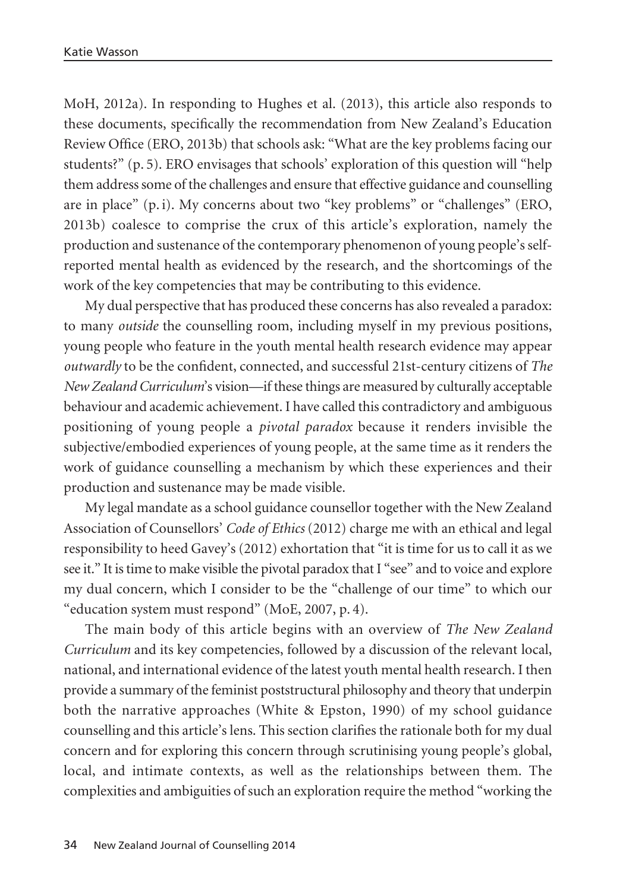MoH, 2012a). In responding to Hughes et al. (2013), this article also responds to these documents, specifically the recommendation from New Zealand's Education Review Office (ERO, 2013b) that schools ask: "What are the key problems facing our students?" (p. 5). ERO envisages that schools' exploration of this question will "help them address some of the challenges and ensure that effective guidance and counselling are in place" (p. i). My concerns about two "key problems" or "challenges" (ERO, 2013b) coalesce to comprise the crux of this article's exploration, namely the production and sustenance of the contemporary phenomenon of young people's self-reported mental health as evidenced by the research, and the shortcomings of the work of the key competencies that may be contributing to this evidence.

My dual perspective that has produced these concerns has also revealed a paradox: to many *outside* the counselling room, including myself in my previous positions, young people who feature in the youth mental health research evidence may appear *outwardly* to be the confident, connected, and successful 21st-century citizens of *The New Zealand Curriculum*'s vision—if these things are measured by culturally acceptable behaviour and academic achievement. I have called this contradictory and ambiguous positioning of young people a *pivotal paradox* because it renders invisible the subjective/embodied experiences of young people, at the same time as it renders the work of guidance counselling a mechanism by which these experiences and their production and sustenance may be made visible.

My legal mandate as a school guidance counsellor together with the New Zealand Association of Counsellors' *Code of Ethics* (2012) charge me with an ethical and legal responsibility to heed Gavey's (2012) exhortation that "it is time for us to call it as we see it." It is time to make visible the pivotal paradox that I "see" and to voice and explore my dual concern, which I consider to be the "challenge of our time" to which our "education system must respond" (MoE, 2007, p. 4).

The main body of this article begins with an overview of *The New Zealand Curriculum* and its key competencies, followed by a discussion of the relevant local, national, and international evidence of the latest youth mental health research. I then provide a summary of the feminist poststructural philosophy and theory that underpin both the narrative approaches (White & Epston, 1990) of my school guidance counselling and this article's lens. This section clarifies the rationale both for my dual concern and for exploring this concern through scrutinising young people's global, local, and intimate contexts, as well as the relationships between them. The complexities and ambiguities of such an exploration require the method "working the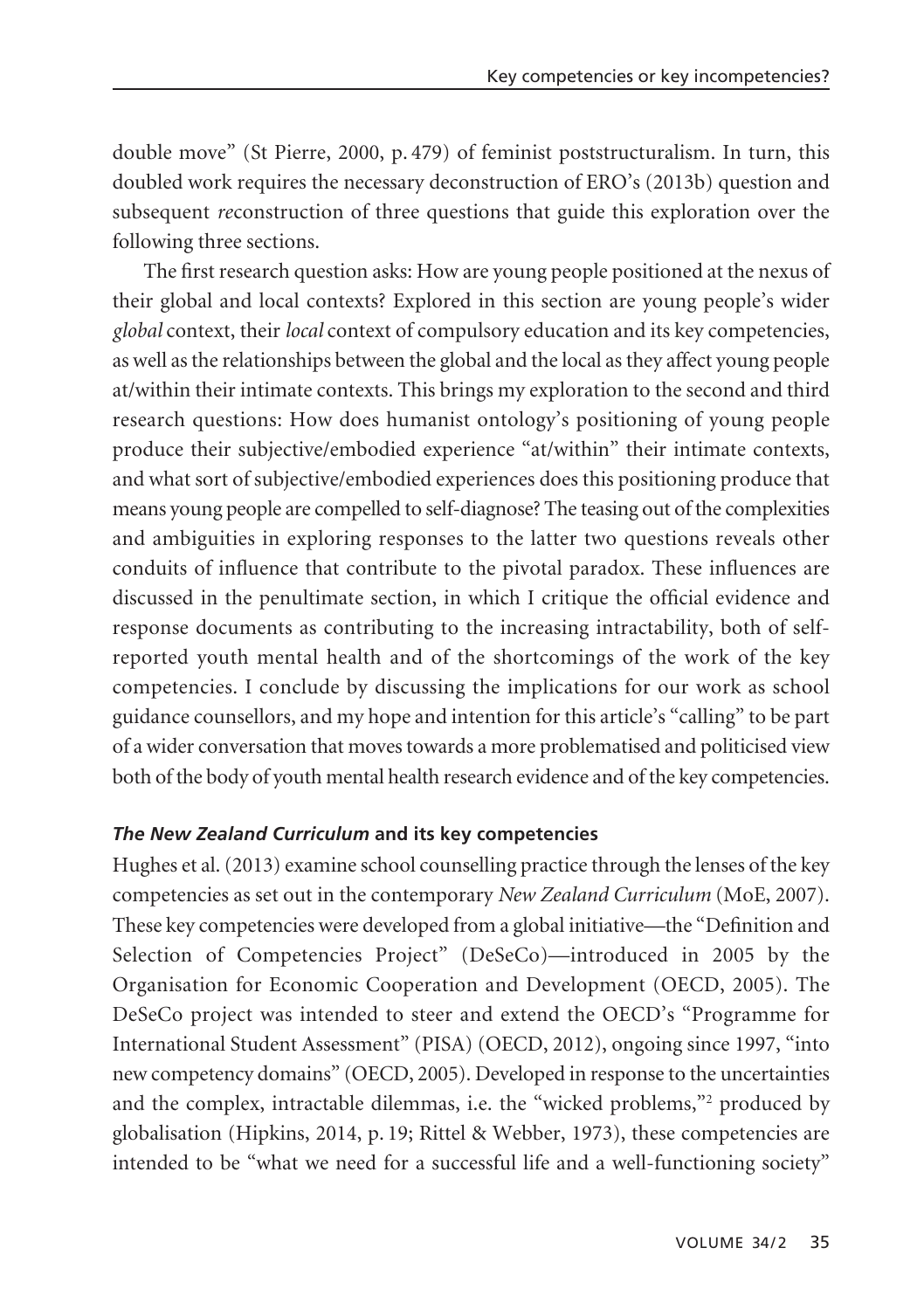double move" (St Pierre, 2000, p. 479) of feminist poststructuralism. In turn, this doubled work requires the necessary deconstruction of ERO's (2013b) question and subsequent *re*construction of three questions that guide this exploration over the following three sections.

The first research question asks: How are young people positioned at the nexus of their global and local contexts? Explored in this section are young people's wider *global* context, their *local* context of compulsory education and its key competencies, as well as the relationships between the global and the local as they affect young people at/within their intimate contexts. This brings my exploration to the second and third research questions: How does humanist ontology's positioning of young people produce their subjective/embodied experience "at/within" their intimate contexts, and what sort of subjective/embodied experiences does this positioning produce that means young people are compelled to self-diagnose? The teasing out of the complexities and ambiguities in exploring responses to the latter two questions reveals other conduits of influence that contribute to the pivotal paradox. These influences are discussed in the penultimate section, in which I critique the official evidence and response documents as contributing to the increasing intractability, both of self-reported youth mental health and of the shortcomings of the work of the key competencies. I conclude by discussing the implications for our work as school guidance counsellors, and my hope and intention for this article's "calling" to be part of a wider conversation that moves towards a more problematised and politicised view both of the body of youth mental health research evidence and of the key competencies.

### ***The New Zealand Curriculum* and its key competencies**

Hughes et al. (2013) examine school counselling practice through the lenses of the key competencies as set out in the contemporary *New Zealand Curriculum* (MoE, 2007). These key competencies were developed from a global initiative—the "Definition and Selection of Competencies Project" (DeSeCo)—introduced in 2005 by the Organisation for Economic Cooperation and Development (OECD, 2005). The DeSeCo project was intended to steer and extend the OECD's "Programme for International Student Assessment" (PISA) (OECD, 2012), ongoing since 1997, "into new competency domains" (OECD, 2005). Developed in response to the uncertainties and the complex, intractable dilemmas, i.e. the "wicked problems,"[2] produced by globalisation (Hipkins, 2014, p. 19; Rittel & Webber, 1973), these competencies are intended to be "what we need for a successful life and a well-functioning society"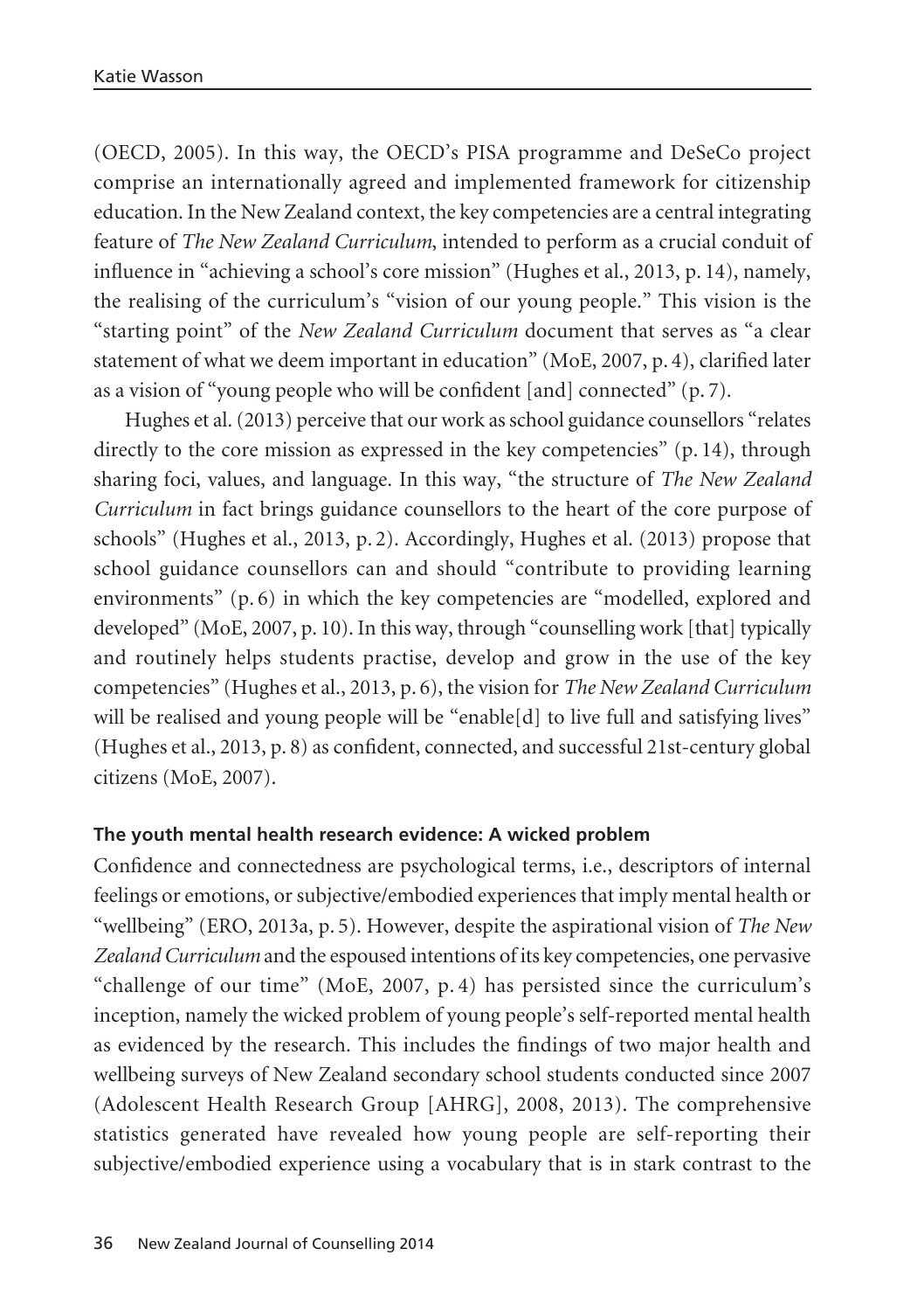(OECD, 2005). In this way, the OECD's PISA programme and DeSeCo project comprise an internationally agreed and implemented framework for citizenship education. In the New Zealand context, the key competencies are a central integrating feature of *The New Zealand Curriculum*, intended to perform as a crucial conduit of influence in "achieving a school's core mission" (Hughes et al., 2013, p. 14), namely, the realising of the curriculum's "vision of our young people." This vision is the "starting point" of the *New Zealand Curriculum* document that serves as "a clear statement of what we deem important in education" (MoE, 2007, p. 4), clarified later as a vision of "young people who will be confident [and] connected" (p. 7).

Hughes et al. (2013) perceive that our work as school guidance counsellors "relates directly to the core mission as expressed in the key competencies" (p. 14), through sharing foci, values, and language. In this way, "the structure of *The New Zealand Curriculum* in fact brings guidance counsellors to the heart of the core purpose of schools" (Hughes et al., 2013, p. 2). Accordingly, Hughes et al. (2013) propose that school guidance counsellors can and should "contribute to providing learning environments" (p. 6) in which the key competencies are "modelled, explored and developed" (MoE, 2007, p. 10). In this way, through "counselling work [that] typically and routinely helps students practise, develop and grow in the use of the key competencies" (Hughes et al., 2013, p. 6), the vision for *The New Zealand Curriculum* will be realised and young people will be "enable[d] to live full and satisfying lives" (Hughes et al., 2013, p. 8) as confident, connected, and successful 21st-century global citizens (MoE, 2007).

### The youth mental health research evidence: A wicked problem

Confidence and connectedness are psychological terms, i.e., descriptors of internal feelings or emotions, or subjective/embodied experiences that imply mental health or "wellbeing" (ERO, 2013a, p. 5). However, despite the aspirational vision of *The New Zealand Curriculum* and the espoused intentions of its key competencies, one pervasive "challenge of our time" (MoE, 2007, p. 4) has persisted since the curriculum's inception, namely the wicked problem of young people's self-reported mental health as evidenced by the research. This includes the findings of two major health and wellbeing surveys of New Zealand secondary school students conducted since 2007 (Adolescent Health Research Group [AHRG], 2008, 2013). The comprehensive statistics generated have revealed how young people are self-reporting their subjective/embodied experience using a vocabulary that is in stark contrast to the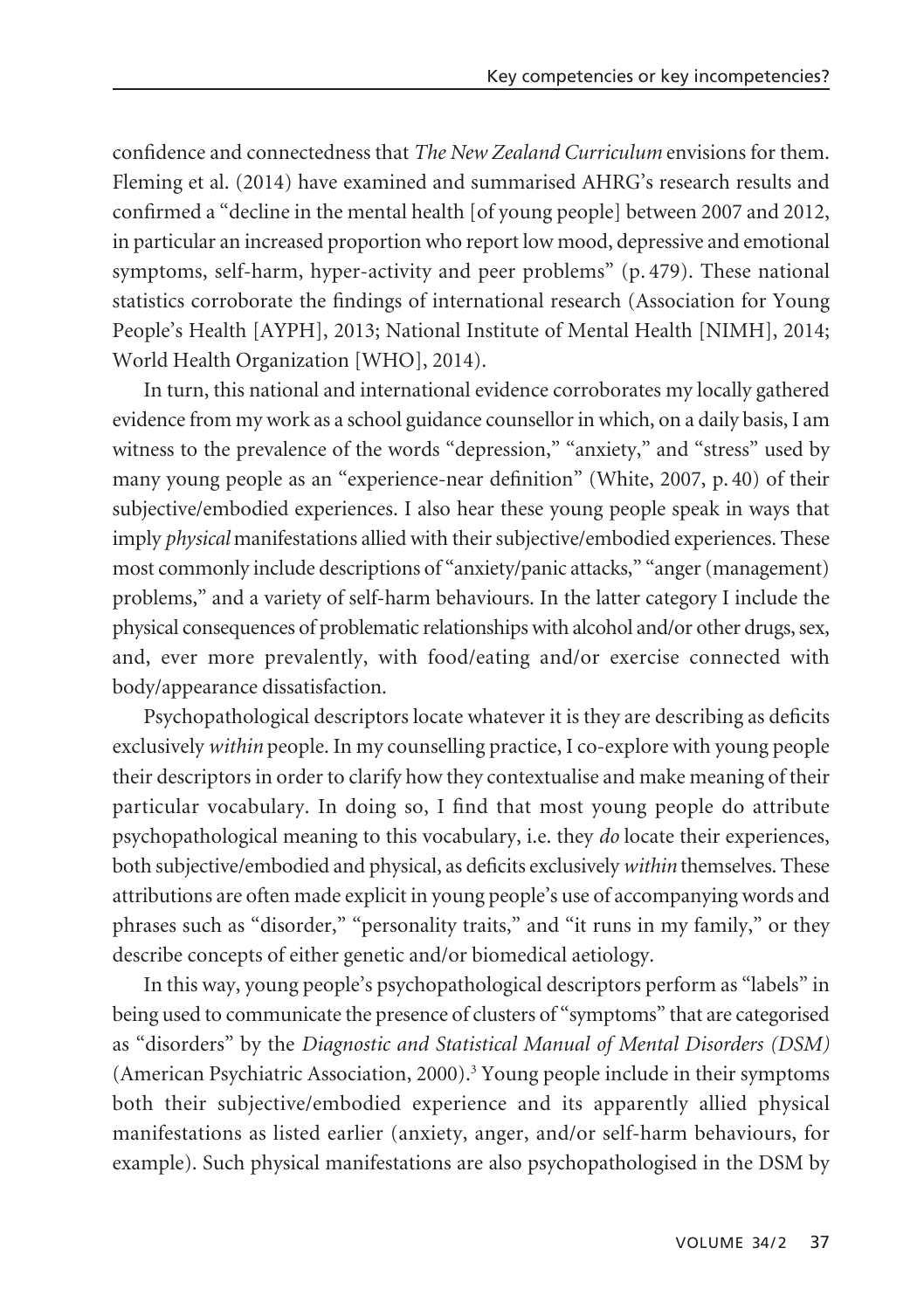confidence and connectedness that *The New Zealand Curriculum* envisions for them. Fleming et al. (2014) have examined and summarised AHRG's research results and confirmed a "decline in the mental health [of young people] between 2007 and 2012, in particular an increased proportion who report low mood, depressive and emotional symptoms, self-harm, hyper-activity and peer problems" (p. 479). These national statistics corroborate the findings of international research (Association for Young People's Health [AYPH], 2013; National Institute of Mental Health [NIMH], 2014; World Health Organization [WHO], 2014).

In turn, this national and international evidence corroborates my locally gathered evidence from my work as a school guidance counsellor in which, on a daily basis, I am witness to the prevalence of the words "depression," "anxiety," and "stress" used by many young people as an "experience-near definition" (White, 2007, p. 40) of their subjective/embodied experiences. I also hear these young people speak in ways that imply *physical* manifestations allied with their subjective/embodied experiences. These most commonly include descriptions of "anxiety/panic attacks," "anger (management) problems," and a variety of self-harm behaviours. In the latter category I include the physical consequences of problematic relationships with alcohol and/or other drugs, sex, and, ever more prevalently, with food/eating and/or exercise connected with body/appearance dissatisfaction.

Psychopathological descriptors locate whatever it is they are describing as deficits exclusively *within* people. In my counselling practice, I co-explore with young people their descriptors in order to clarify how they contextualise and make meaning of their particular vocabulary. In doing so, I find that most young people do attribute psychopathological meaning to this vocabulary, i.e. they *do* locate their experiences, both subjective/embodied and physical, as deficits exclusively *within* themselves. These attributions are often made explicit in young people's use of accompanying words and phrases such as "disorder," "personality traits," and "it runs in my family," or they describe concepts of either genetic and/or biomedical aetiology.

In this way, young people's psychopathological descriptors perform as "labels" in being used to communicate the presence of clusters of "symptoms" that are categorised as "disorders" by the *Diagnostic and Statistical Manual of Mental Disorders (DSM)* (American Psychiatric Association, 2000).[3] Young people include in their symptoms both their subjective/embodied experience and its apparently allied physical manifestations as listed earlier (anxiety, anger, and/or self-harm behaviours, for example). Such physical manifestations are also psychopathologised in the DSM by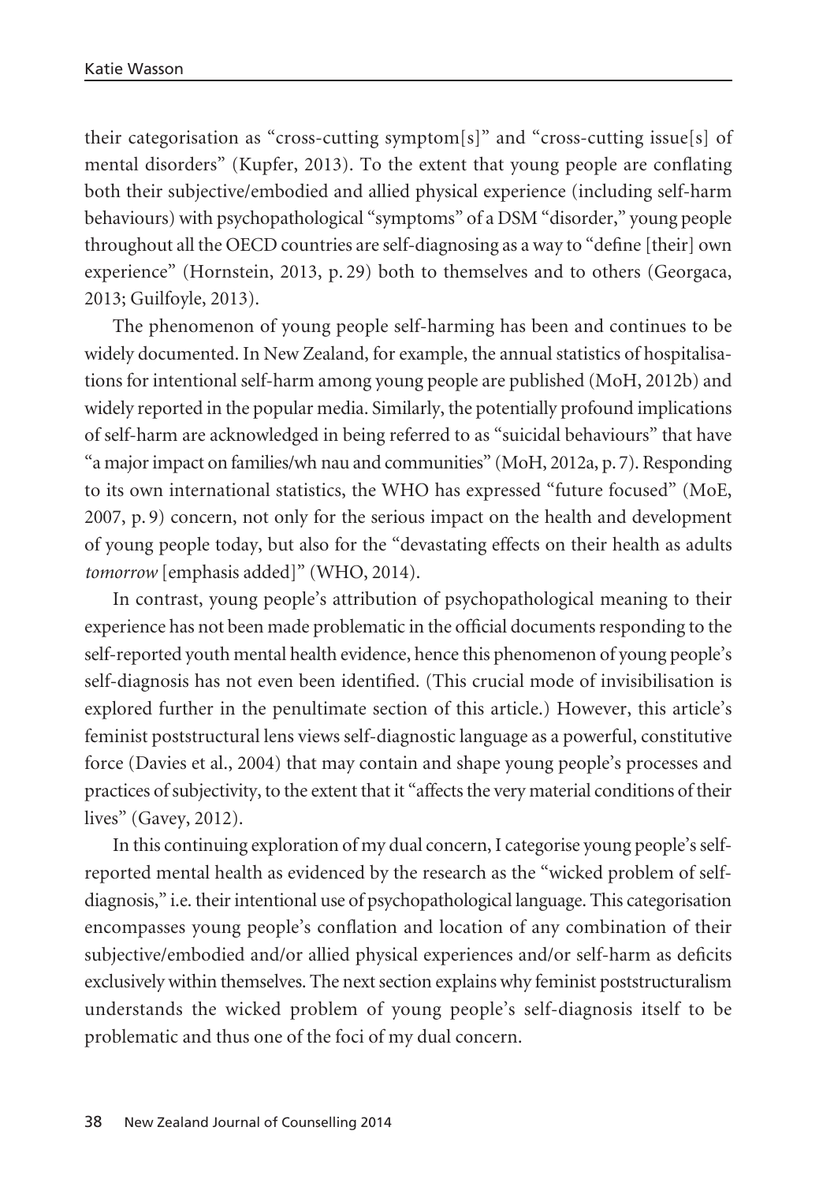their categorisation as "cross-cutting symptom[s]" and "cross-cutting issue[s] of mental disorders" (Kupfer, 2013). To the extent that young people are conflating both their subjective/embodied and allied physical experience (including self-harm behaviours) with psychopathological "symptoms" of a DSM "disorder," young people throughout all the OECD countries are self-diagnosing as a way to "define [their] own experience" (Hornstein, 2013, p. 29) both to themselves and to others (Georgaca, 2013; Guilfoyle, 2013).

The phenomenon of young people self-harming has been and continues to be widely documented. In New Zealand, for example, the annual statistics of hospitalisations for intentional self-harm among young people are published (MoH, 2012b) and widely reported in the popular media. Similarly, the potentially profound implications of self-harm are acknowledged in being referred to as "suicidal behaviours" that have "a major impact on families/wh nau and communities" (MoH, 2012a, p. 7). Responding to its own international statistics, the WHO has expressed "future focused" (MoE, 2007, p. 9) concern, not only for the serious impact on the health and development of young people today, but also for the "devastating effects on their health as adults *tomorrow* [emphasis added]" (WHO, 2014).

In contrast, young people's attribution of psychopathological meaning to their experience has not been made problematic in the official documents responding to the self-reported youth mental health evidence, hence this phenomenon of young people's self-diagnosis has not even been identified. (This crucial mode of invisibilisation is explored further in the penultimate section of this article.) However, this article's feminist poststructural lens views self-diagnostic language as a powerful, constitutive force (Davies et al., 2004) that may contain and shape young people's processes and practices of subjectivity, to the extent that it "affects the very material conditions of their lives" (Gavey, 2012).

In this continuing exploration of my dual concern, I categorise young people's self-reported mental health as evidenced by the research as the "wicked problem of self-diagnosis," i.e. their intentional use of psychopathological language. This categorisation encompasses young people's conflation and location of any combination of their subjective/embodied and/or allied physical experiences and/or self-harm as deficits exclusively within themselves. The next section explains why feminist poststructuralism understands the wicked problem of young people's self-diagnosis itself to be problematic and thus one of the foci of my dual concern.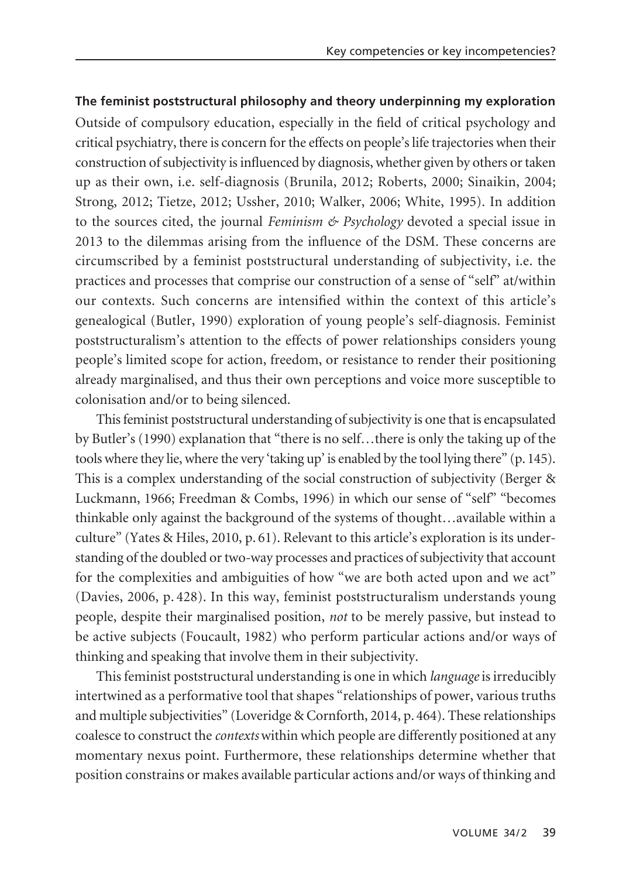**The feminist poststructural philosophy and theory underpinning my exploration**

Outside of compulsory education, especially in the field of critical psychology and critical psychiatry, there is concern for the effects on people's life trajectories when their construction of subjectivity is influenced by diagnosis, whether given by others or taken up as their own, i.e. self-diagnosis (Brunila, 2012; Roberts, 2000; Sinaikin, 2004; Strong, 2012; Tietze, 2012; Ussher, 2010; Walker, 2006; White, 1995). In addition to the sources cited, the journal *Feminism & Psychology* devoted a special issue in 2013 to the dilemmas arising from the influence of the DSM. These concerns are circumscribed by a feminist poststructural understanding of subjectivity, i.e. the practices and processes that comprise our construction of a sense of "self" at/within our contexts. Such concerns are intensified within the context of this article's genealogical (Butler, 1990) exploration of young people's self-diagnosis. Feminist poststructuralism's attention to the effects of power relationships considers young people's limited scope for action, freedom, or resistance to render their positioning already marginalised, and thus their own perceptions and voice more susceptible to colonisation and/or to being silenced.

This feminist poststructural understanding of subjectivity is one that is encapsulated by Butler's (1990) explanation that "there is no self…there is only the taking up of the tools where they lie, where the very 'taking up' is enabled by the tool lying there" (p. 145). This is a complex understanding of the social construction of subjectivity (Berger & Luckmann, 1966; Freedman & Combs, 1996) in which our sense of "self" "becomes thinkable only against the background of the systems of thought…available within a culture" (Yates & Hiles, 2010, p. 61). Relevant to this article's exploration is its understanding of the doubled or two-way processes and practices of subjectivity that account for the complexities and ambiguities of how "we are both acted upon and we act" (Davies, 2006, p. 428). In this way, feminist poststructuralism understands young people, despite their marginalised position, *not* to be merely passive, but instead to be active subjects (Foucault, 1982) who perform particular actions and/or ways of thinking and speaking that involve them in their subjectivity.

This feminist poststructural understanding is one in which *language* is irreducibly intertwined as a performative tool that shapes "relationships of power, various truths and multiple subjectivities" (Loveridge & Cornforth, 2014, p. 464). These relationships coalesce to construct the *contexts* within which people are differently positioned at any momentary nexus point. Furthermore, these relationships determine whether that position constrains or makes available particular actions and/or ways of thinking and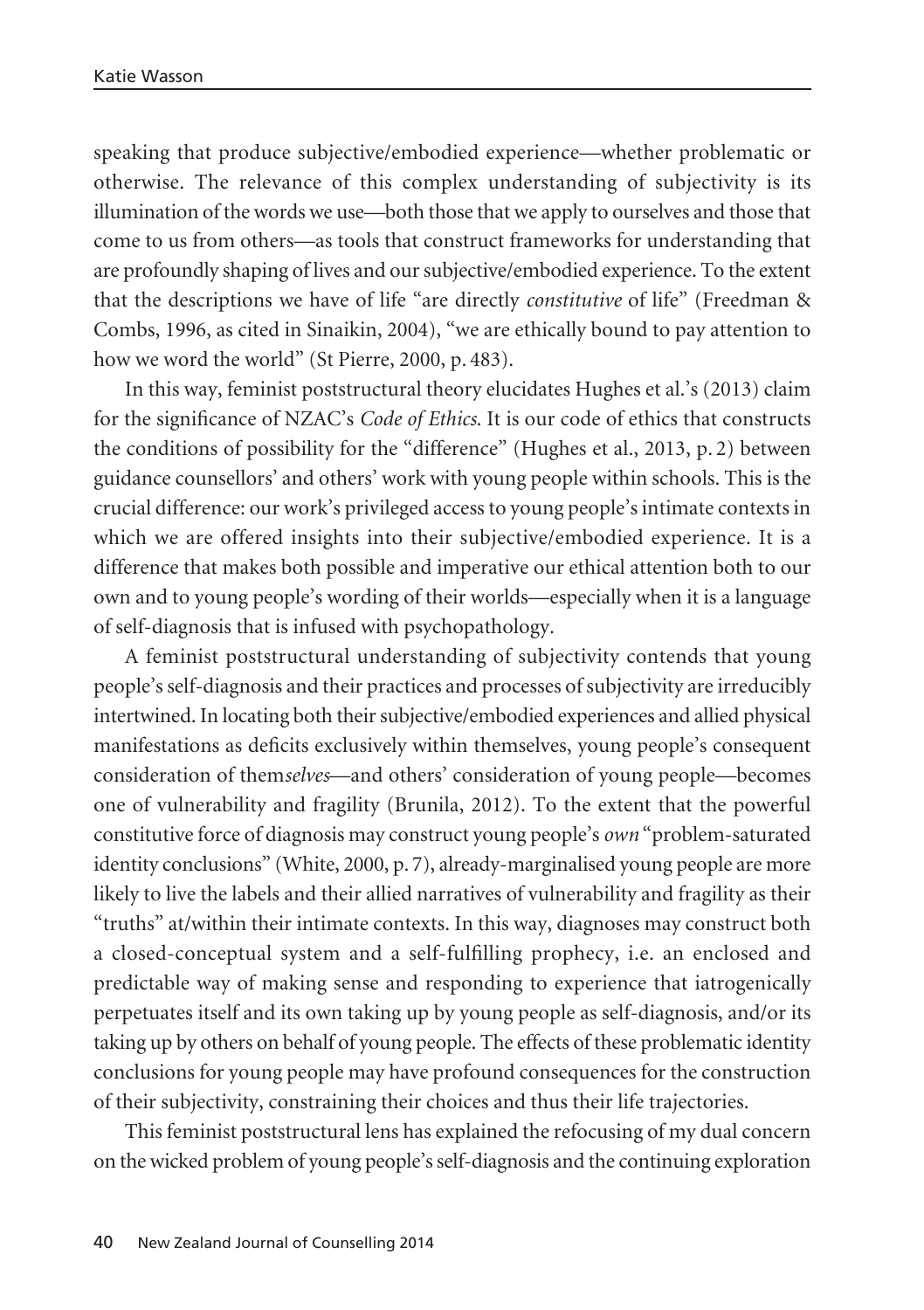speaking that produce subjective/embodied experience—whether problematic or otherwise. The relevance of this complex understanding of subjectivity is its illumination of the words we use—both those that we apply to ourselves and those that come to us from others—as tools that construct frameworks for understanding that are profoundly shaping of lives and our subjective/embodied experience. To the extent that the descriptions we have of life "are directly *constitutive* of life" (Freedman & Combs, 1996, as cited in Sinaikin, 2004), "we are ethically bound to pay attention to how we word the world" (St Pierre, 2000, p. 483).

In this way, feminist poststructural theory elucidates Hughes et al.'s (2013) claim for the significance of NZAC's *Code of Ethics*. It is our code of ethics that constructs the conditions of possibility for the "difference" (Hughes et al., 2013, p. 2) between guidance counsellors' and others' work with young people within schools. This is the crucial difference: our work's privileged access to young people's intimate contexts in which we are offered insights into their subjective/embodied experience. It is a difference that makes both possible and imperative our ethical attention both to our own and to young people's wording of their worlds—especially when it is a language of self-diagnosis that is infused with psychopathology.

A feminist poststructural understanding of subjectivity contends that young people's self-diagnosis and their practices and processes of subjectivity are irreducibly intertwined. In locating both their subjective/embodied experiences and allied physical manifestations as deficits exclusively within themselves, young people's consequent consideration of them*selves*—and others' consideration of young people—becomes one of vulnerability and fragility (Brunila, 2012). To the extent that the powerful constitutive force of diagnosis may construct young people's *own* "problem-saturated identity conclusions" (White, 2000, p. 7), already-marginalised young people are more likely to live the labels and their allied narratives of vulnerability and fragility as their "truths" at/within their intimate contexts. In this way, diagnoses may construct both a closed-conceptual system and a self-fulfilling prophecy, i.e. an enclosed and predictable way of making sense and responding to experience that iatrogenically perpetuates itself and its own taking up by young people as self-diagnosis, and/or its taking up by others on behalf of young people. The effects of these problematic identity conclusions for young people may have profound consequences for the construction of their subjectivity, constraining their choices and thus their life trajectories.

This feminist poststructural lens has explained the refocusing of my dual concern on the wicked problem of young people's self-diagnosis and the continuing exploration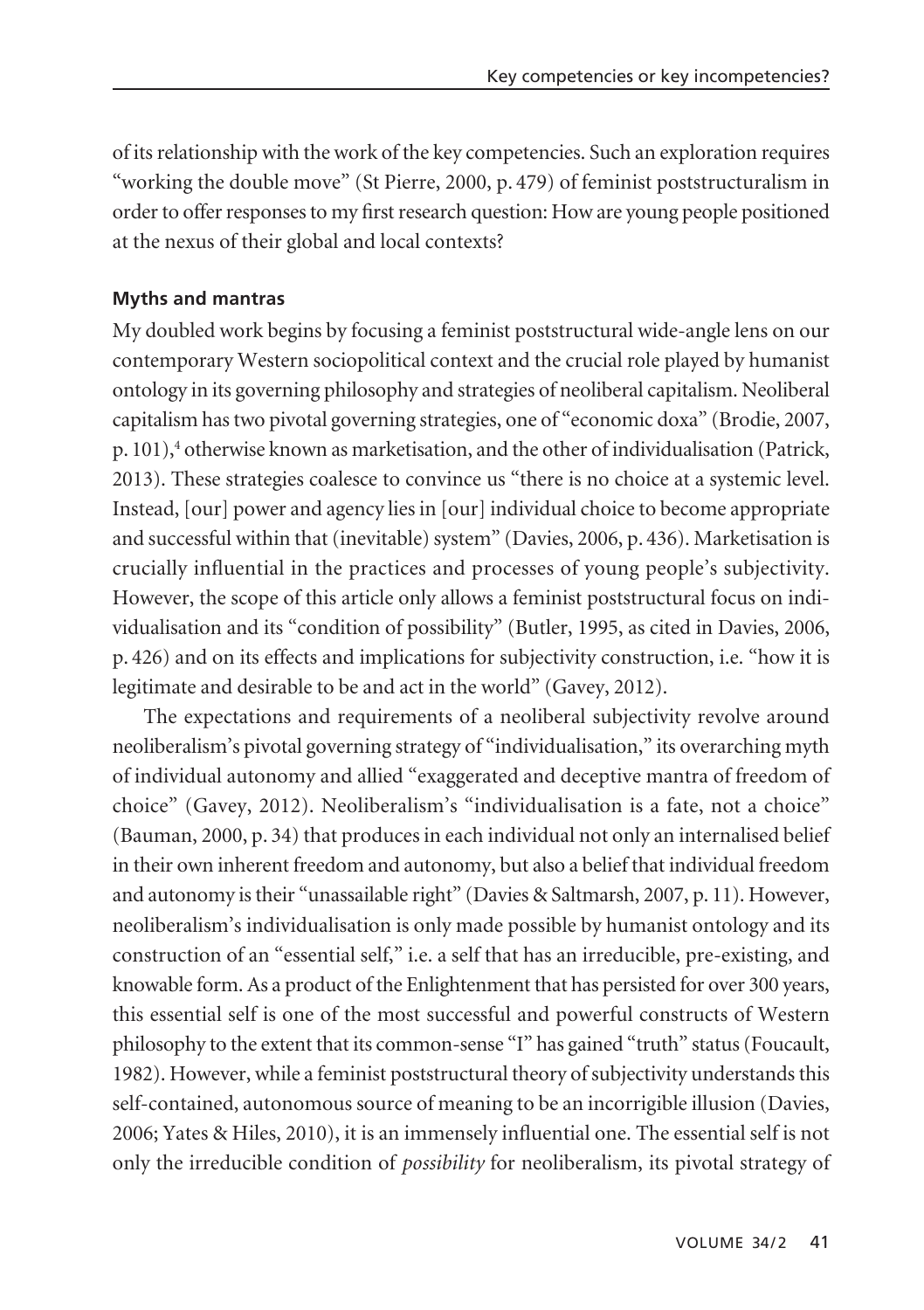of its relationship with the work of the key competencies. Such an exploration requires "working the double move" (St Pierre, 2000, p. 479) of feminist poststructuralism in order to offer responses to my first research question: How are young people positioned at the nexus of their global and local contexts?

**Myths and mantras**

My doubled work begins by focusing a feminist poststructural wide-angle lens on our contemporary Western sociopolitical context and the crucial role played by humanist ontology in its governing philosophy and strategies of neoliberal capitalism. Neoliberal capitalism has two pivotal governing strategies, one of "economic doxa" (Brodie, 2007, p. 101),[4] otherwise known as marketisation, and the other of individualisation (Patrick, 2013). These strategies coalesce to convince us "there is no choice at a systemic level. Instead, [our] power and agency lies in [our] individual choice to become appropriate and successful within that (inevitable) system" (Davies, 2006, p. 436). Marketisation is crucially influential in the practices and processes of young people's subjectivity. However, the scope of this article only allows a feminist poststructural focus on individualisation and its "condition of possibility" (Butler, 1995, as cited in Davies, 2006, p. 426) and on its effects and implications for subjectivity construction, i.e. "how it is legitimate and desirable to be and act in the world" (Gavey, 2012).

The expectations and requirements of a neoliberal subjectivity revolve around neoliberalism's pivotal governing strategy of "individualisation," its overarching myth of individual autonomy and allied "exaggerated and deceptive mantra of freedom of choice" (Gavey, 2012). Neoliberalism's "individualisation is a fate, not a choice" (Bauman, 2000, p. 34) that produces in each individual not only an internalised belief in their own inherent freedom and autonomy, but also a belief that individual freedom and autonomy is their "unassailable right" (Davies & Saltmarsh, 2007, p. 11). However, neoliberalism's individualisation is only made possible by humanist ontology and its construction of an "essential self," i.e. a self that has an irreducible, pre-existing, and knowable form. As a product of the Enlightenment that has persisted for over 300 years, this essential self is one of the most successful and powerful constructs of Western philosophy to the extent that its common-sense "I" has gained "truth" status (Foucault, 1982). However, while a feminist poststructural theory of subjectivity understands this self-contained, autonomous source of meaning to be an incorrigible illusion (Davies, 2006; Yates & Hiles, 2010), it is an immensely influential one. The essential self is not only the irreducible condition of *possibility* for neoliberalism, its pivotal strategy of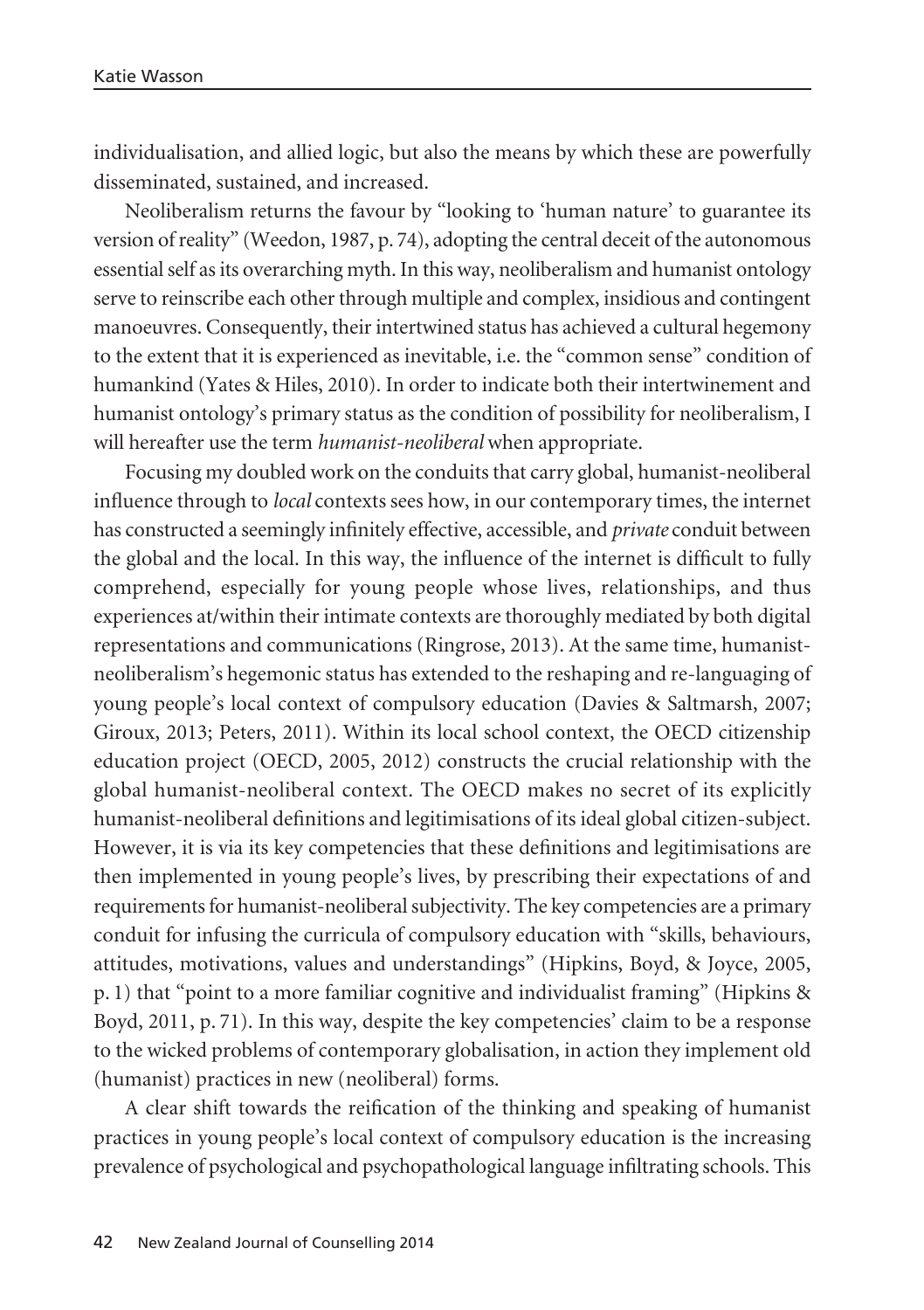individualisation, and allied logic, but also the means by which these are powerfully disseminated, sustained, and increased.

Neoliberalism returns the favour by "looking to 'human nature' to guarantee its version of reality" (Weedon, 1987, p. 74), adopting the central deceit of the autonomous essential self as its overarching myth. In this way, neoliberalism and humanist ontology serve to reinscribe each other through multiple and complex, insidious and contingent manoeuvres. Consequently, their intertwined status has achieved a cultural hegemony to the extent that it is experienced as inevitable, i.e. the "common sense" condition of humankind (Yates & Hiles, 2010). In order to indicate both their intertwinement and humanist ontology's primary status as the condition of possibility for neoliberalism, I will hereafter use the term *humanist-neoliberal* when appropriate.

Focusing my doubled work on the conduits that carry global, humanist-neoliberal influence through to *local* contexts sees how, in our contemporary times, the internet has constructed a seemingly infinitely effective, accessible, and *private* conduit between the global and the local. In this way, the influence of the internet is difficult to fully comprehend, especially for young people whose lives, relationships, and thus experiences at/within their intimate contexts are thoroughly mediated by both digital representations and communications (Ringrose, 2013). At the same time, humanist-neoliberalism's hegemonic status has extended to the reshaping and re-languaging of young people's local context of compulsory education (Davies & Saltmarsh, 2007; Giroux, 2013; Peters, 2011). Within its local school context, the OECD citizenship education project (OECD, 2005, 2012) constructs the crucial relationship with the global humanist-neoliberal context. The OECD makes no secret of its explicitly humanist-neoliberal definitions and legitimisations of its ideal global citizen-subject. However, it is via its key competencies that these definitions and legitimisations are then implemented in young people's lives, by prescribing their expectations of and requirements for humanist-neoliberal subjectivity. The key competencies are a primary conduit for infusing the curricula of compulsory education with "skills, behaviours, attitudes, motivations, values and understandings" (Hipkins, Boyd, & Joyce, 2005, p. 1) that "point to a more familiar cognitive and individualist framing" (Hipkins & Boyd, 2011, p. 71). In this way, despite the key competencies' claim to be a response to the wicked problems of contemporary globalisation, in action they implement old (humanist) practices in new (neoliberal) forms.

A clear shift towards the reification of the thinking and speaking of humanist practices in young people's local context of compulsory education is the increasing prevalence of psychological and psychopathological language infiltrating schools. This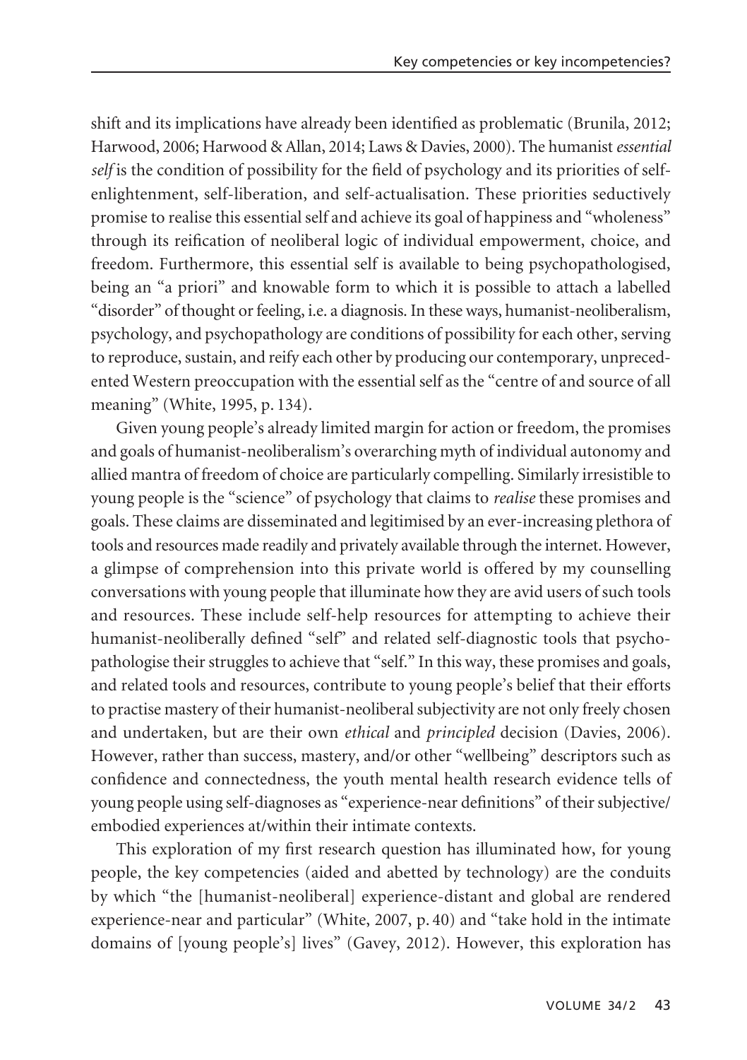shift and its implications have already been identified as problematic (Brunila, 2012; Harwood, 2006; Harwood & Allan, 2014; Laws & Davies, 2000). The humanist *essential self* is the condition of possibility for the field of psychology and its priorities of self-enlightenment, self-liberation, and self-actualisation. These priorities seductively promise to realise this essential self and achieve its goal of happiness and "wholeness" through its reification of neoliberal logic of individual empowerment, choice, and freedom. Furthermore, this essential self is available to being psychopathologised, being an "a priori" and knowable form to which it is possible to attach a labelled "disorder" of thought or feeling, i.e. a diagnosis. In these ways, humanist-neoliberalism, psychology, and psychopathology are conditions of possibility for each other, serving to reproduce, sustain, and reify each other by producing our contemporary, unprecedented Western preoccupation with the essential self as the "centre of and source of all meaning" (White, 1995, p. 134).

Given young people's already limited margin for action or freedom, the promises and goals of humanist-neoliberalism's overarching myth of individual autonomy and allied mantra of freedom of choice are particularly compelling. Similarly irresistible to young people is the "science" of psychology that claims to *realise* these promises and goals. These claims are disseminated and legitimised by an ever-increasing plethora of tools and resources made readily and privately available through the internet. However, a glimpse of comprehension into this private world is offered by my counselling conversations with young people that illuminate how they are avid users of such tools and resources. These include self-help resources for attempting to achieve their humanist-neoliberally defined "self" and related self-diagnostic tools that psychopathologise their struggles to achieve that "self." In this way, these promises and goals, and related tools and resources, contribute to young people's belief that their efforts to practise mastery of their humanist-neoliberal subjectivity are not only freely chosen and undertaken, but are their own *ethical* and *principled* decision (Davies, 2006). However, rather than success, mastery, and/or other "wellbeing" descriptors such as confidence and connectedness, the youth mental health research evidence tells of young people using self-diagnoses as "experience-near definitions" of their subjective/embodied experiences at/within their intimate contexts.

This exploration of my first research question has illuminated how, for young people, the key competencies (aided and abetted by technology) are the conduits by which "the [humanist-neoliberal] experience-distant and global are rendered experience-near and particular" (White, 2007, p. 40) and "take hold in the intimate domains of [young people's] lives" (Gavey, 2012). However, this exploration has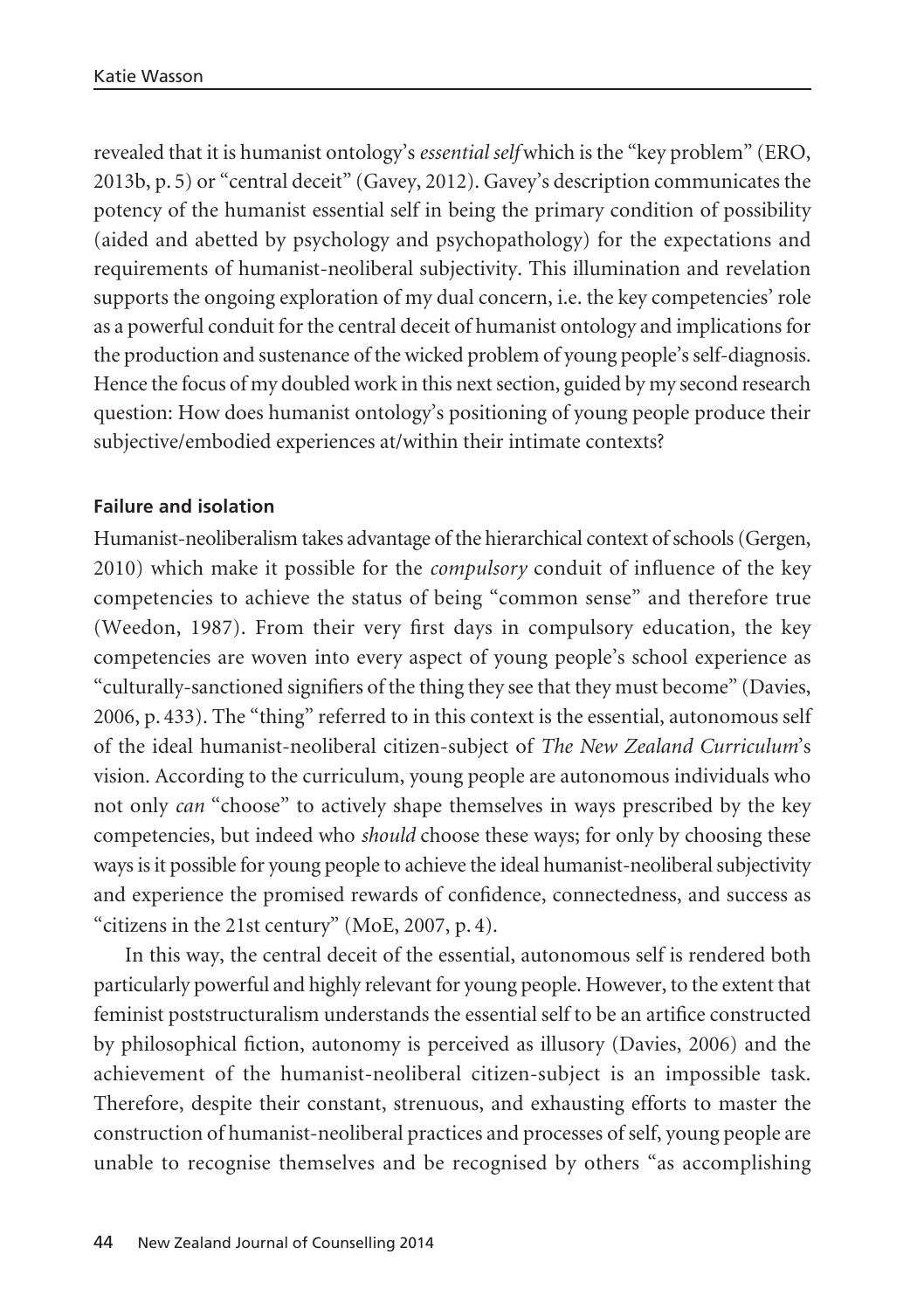revealed that it is humanist ontology's *essential self* which is the "key problem" (ERO, 2013b, p. 5) or "central deceit" (Gavey, 2012). Gavey's description communicates the potency of the humanist essential self in being the primary condition of possibility (aided and abetted by psychology and psychopathology) for the expectations and requirements of humanist-neoliberal subjectivity. This illumination and revelation supports the ongoing exploration of my dual concern, i.e. the key competencies' role as a powerful conduit for the central deceit of humanist ontology and implications for the production and sustenance of the wicked problem of young people's self-diagnosis. Hence the focus of my doubled work in this next section, guided by my second research question: How does humanist ontology's positioning of young people produce their subjective/embodied experiences at/within their intimate contexts?

### Failure and isolation

Humanist-neoliberalism takes advantage of the hierarchical context of schools (Gergen, 2010) which make it possible for the *compulsory* conduit of influence of the key competencies to achieve the status of being "common sense" and therefore true (Weedon, 1987). From their very first days in compulsory education, the key competencies are woven into every aspect of young people's school experience as "culturally-sanctioned signifiers of the thing they see that they must become" (Davies, 2006, p. 433). The "thing" referred to in this context is the essential, autonomous self of the ideal humanist-neoliberal citizen-subject of *The New Zealand Curriculum*'s vision. According to the curriculum, young people are autonomous individuals who not only *can* "choose" to actively shape themselves in ways prescribed by the key competencies, but indeed who *should* choose these ways; for only by choosing these ways is it possible for young people to achieve the ideal humanist-neoliberal subjectivity and experience the promised rewards of confidence, connectedness, and success as "citizens in the 21st century" (MoE, 2007, p. 4).

In this way, the central deceit of the essential, autonomous self is rendered both particularly powerful and highly relevant for young people. However, to the extent that feminist poststructuralism understands the essential self to be an artifice constructed by philosophical fiction, autonomy is perceived as illusory (Davies, 2006) and the achievement of the humanist-neoliberal citizen-subject is an impossible task. Therefore, despite their constant, strenuous, and exhausting efforts to master the construction of humanist-neoliberal practices and processes of self, young people are unable to recognise themselves and be recognised by others "as accomplishing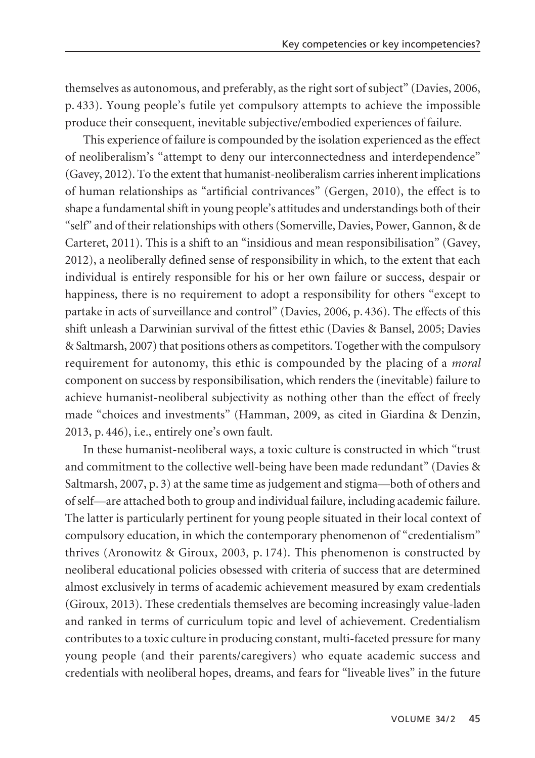themselves as autonomous, and preferably, as the right sort of subject" (Davies, 2006, p. 433). Young people's futile yet compulsory attempts to achieve the impossible produce their consequent, inevitable subjective/embodied experiences of failure.

This experience of failure is compounded by the isolation experienced as the effect of neoliberalism's "attempt to deny our interconnectedness and interdependence" (Gavey, 2012). To the extent that humanist-neoliberalism carries inherent implications of human relationships as "artificial contrivances" (Gergen, 2010), the effect is to shape a fundamental shift in young people's attitudes and understandings both of their "self" and of their relationships with others (Somerville, Davies, Power, Gannon, & de Carteret, 2011). This is a shift to an "insidious and mean responsibilisation" (Gavey, 2012), a neoliberally defined sense of responsibility in which, to the extent that each individual is entirely responsible for his or her own failure or success, despair or happiness, there is no requirement to adopt a responsibility for others "except to partake in acts of surveillance and control" (Davies, 2006, p. 436). The effects of this shift unleash a Darwinian survival of the fittest ethic (Davies & Bansel, 2005; Davies & Saltmarsh, 2007) that positions others as competitors. Together with the compulsory requirement for autonomy, this ethic is compounded by the placing of a *moral* component on success by responsibilisation, which renders the (inevitable) failure to achieve humanist-neoliberal subjectivity as nothing other than the effect of freely made "choices and investments" (Hamman, 2009, as cited in Giardina & Denzin, 2013, p. 446), i.e., entirely one's own fault.

In these humanist-neoliberal ways, a toxic culture is constructed in which "trust and commitment to the collective well-being have been made redundant" (Davies & Saltmarsh, 2007, p. 3) at the same time as judgement and stigma—both of others and of self—are attached both to group and individual failure, including academic failure. The latter is particularly pertinent for young people situated in their local context of compulsory education, in which the contemporary phenomenon of "credentialism" thrives (Aronowitz & Giroux, 2003, p. 174). This phenomenon is constructed by neoliberal educational policies obsessed with criteria of success that are determined almost exclusively in terms of academic achievement measured by exam credentials (Giroux, 2013). These credentials themselves are becoming increasingly value-laden and ranked in terms of curriculum topic and level of achievement. Credentialism contributes to a toxic culture in producing constant, multi-faceted pressure for many young people (and their parents/caregivers) who equate academic success and credentials with neoliberal hopes, dreams, and fears for "liveable lives" in the future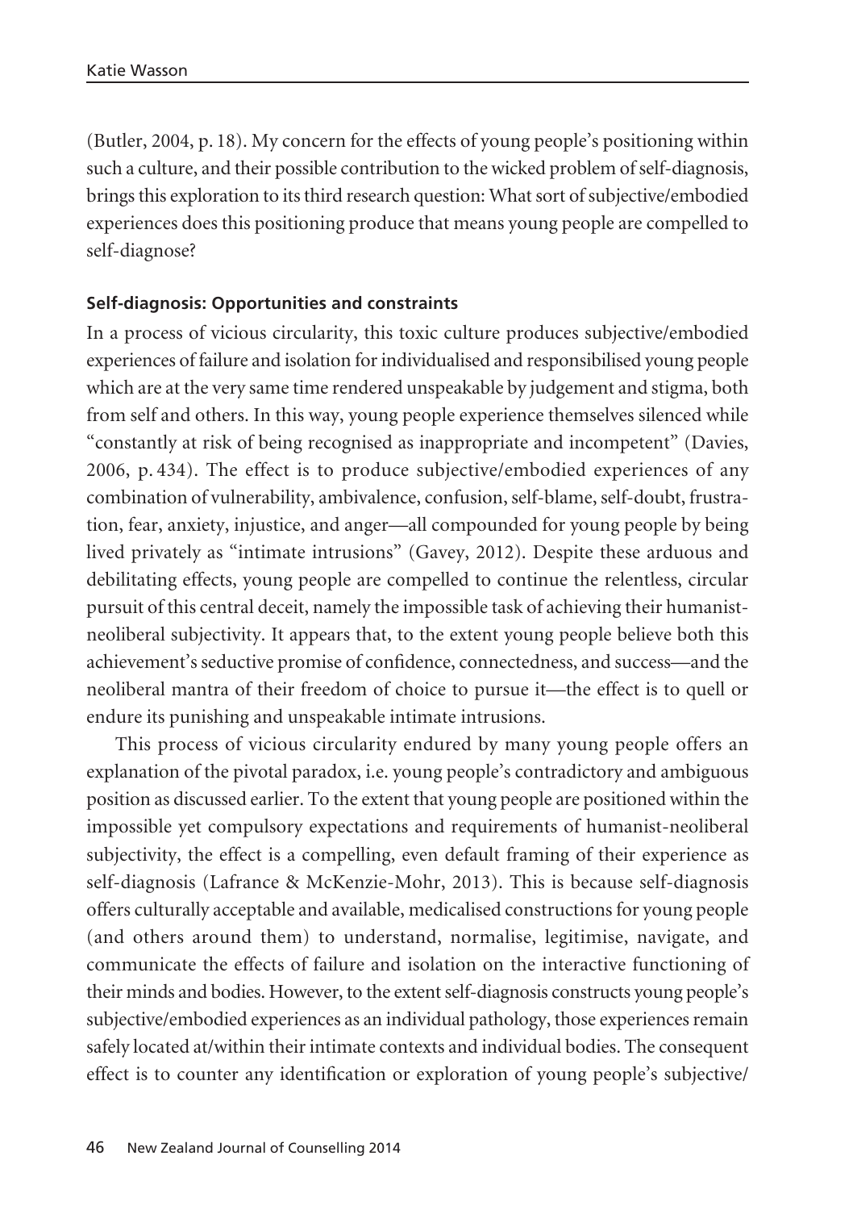(Butler, 2004, p. 18). My concern for the effects of young people's positioning within such a culture, and their possible contribution to the wicked problem of self-diagnosis, brings this exploration to its third research question: What sort of subjective/embodied experiences does this positioning produce that means young people are compelled to self-diagnose?

**Self-diagnosis: Opportunities and constraints**

In a process of vicious circularity, this toxic culture produces subjective/embodied experiences of failure and isolation for individualised and responsibilised young people which are at the very same time rendered unspeakable by judgement and stigma, both from self and others. In this way, young people experience themselves silenced while "constantly at risk of being recognised as inappropriate and incompetent" (Davies, 2006, p. 434). The effect is to produce subjective/embodied experiences of any combination of vulnerability, ambivalence, confusion, self-blame, self-doubt, frustration, fear, anxiety, injustice, and anger—all compounded for young people by being lived privately as "intimate intrusions" (Gavey, 2012). Despite these arduous and debilitating effects, young people are compelled to continue the relentless, circular pursuit of this central deceit, namely the impossible task of achieving their humanist-neoliberal subjectivity. It appears that, to the extent young people believe both this achievement's seductive promise of confidence, connectedness, and success—and the neoliberal mantra of their freedom of choice to pursue it—the effect is to quell or endure its punishing and unspeakable intimate intrusions.

This process of vicious circularity endured by many young people offers an explanation of the pivotal paradox, i.e. young people's contradictory and ambiguous position as discussed earlier. To the extent that young people are positioned within the impossible yet compulsory expectations and requirements of humanist-neoliberal subjectivity, the effect is a compelling, even default framing of their experience as self-diagnosis (Lafrance & McKenzie-Mohr, 2013). This is because self-diagnosis offers culturally acceptable and available, medicalised constructions for young people (and others around them) to understand, normalise, legitimise, navigate, and communicate the effects of failure and isolation on the interactive functioning of their minds and bodies. However, to the extent self-diagnosis constructs young people's subjective/embodied experiences as an individual pathology, those experiences remain safely located at/within their intimate contexts and individual bodies. The consequent effect is to counter any identification or exploration of young people's subjective/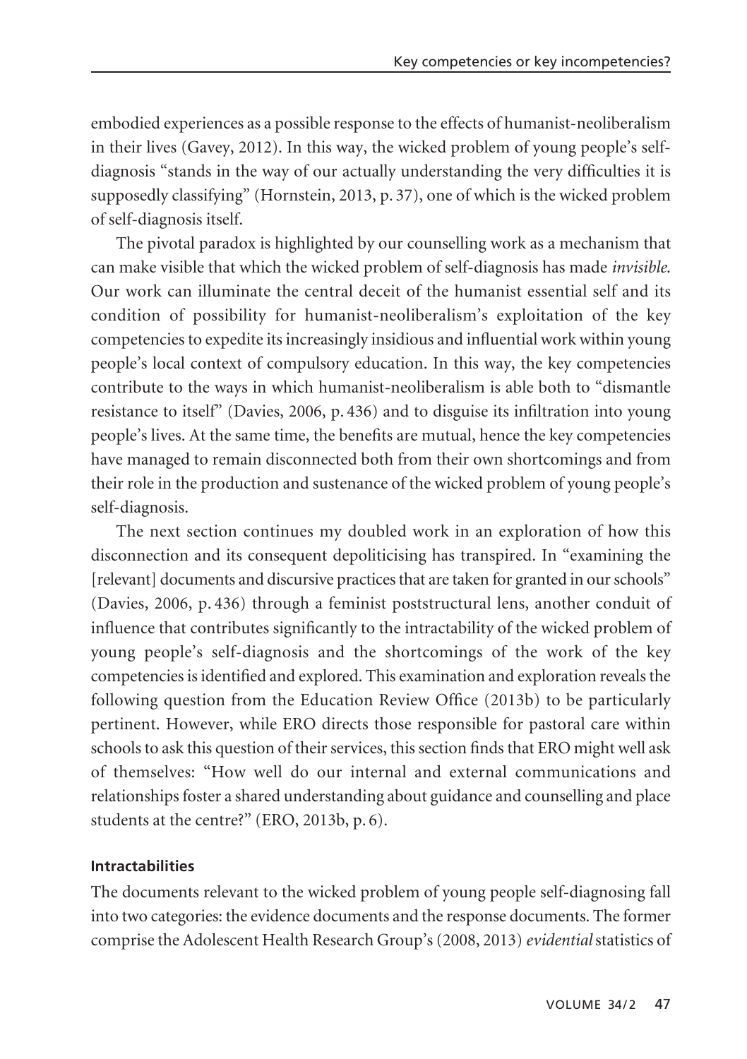embodied experiences as a possible response to the effects of humanist-neoliberalism in their lives (Gavey, 2012). In this way, the wicked problem of young people's self-diagnosis "stands in the way of our actually understanding the very difficulties it is supposedly classifying" (Hornstein, 2013, p. 37), one of which is the wicked problem of self-diagnosis itself.

The pivotal paradox is highlighted by our counselling work as a mechanism that can make visible that which the wicked problem of self-diagnosis has made *invisible*. Our work can illuminate the central deceit of the humanist essential self and its condition of possibility for humanist-neoliberalism's exploitation of the key competencies to expedite its increasingly insidious and influential work within young people's local context of compulsory education. In this way, the key competencies contribute to the ways in which humanist-neoliberalism is able both to "dismantle resistance to itself" (Davies, 2006, p. 436) and to disguise its infiltration into young people's lives. At the same time, the benefits are mutual, hence the key competencies have managed to remain disconnected both from their own shortcomings and from their role in the production and sustenance of the wicked problem of young people's self-diagnosis.

The next section continues my doubled work in an exploration of how this disconnection and its consequent depoliticising has transpired. In "examining the [relevant] documents and discursive practices that are taken for granted in our schools" (Davies, 2006, p. 436) through a feminist poststructural lens, another conduit of influence that contributes significantly to the intractability of the wicked problem of young people's self-diagnosis and the shortcomings of the work of the key competencies is identified and explored. This examination and exploration reveals the following question from the Education Review Office (2013b) to be particularly pertinent. However, while ERO directs those responsible for pastoral care within schools to ask this question of their services, this section finds that ERO might well ask of themselves: "How well do our internal and external communications and relationships foster a shared understanding about guidance and counselling and place students at the centre?" (ERO, 2013b, p. 6).

### Intractabilities

The documents relevant to the wicked problem of young people self-diagnosing fall into two categories: the evidence documents and the response documents. The former comprise the Adolescent Health Research Group's (2008, 2013) *evidential* statistics of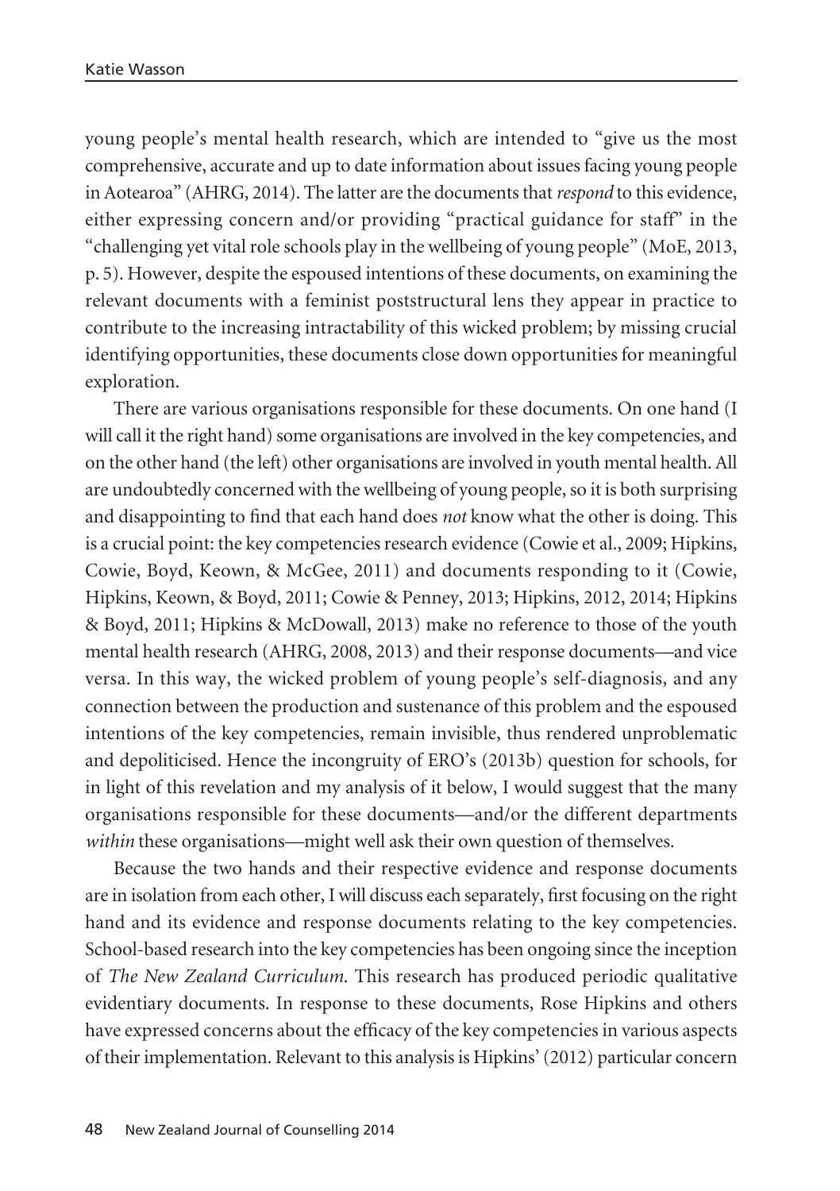young people's mental health research, which are intended to "give us the most comprehensive, accurate and up to date information about issues facing young people in Aotearoa" (AHRG, 2014). The latter are the documents that *respond* to this evidence, either expressing concern and/or providing "practical guidance for staff" in the "challenging yet vital role schools play in the wellbeing of young people" (MoE, 2013, p. 5). However, despite the espoused intentions of these documents, on examining the relevant documents with a feminist poststructural lens they appear in practice to contribute to the increasing intractability of this wicked problem; by missing crucial identifying opportunities, these documents close down opportunities for meaningful exploration.

There are various organisations responsible for these documents. On one hand (I will call it the right hand) some organisations are involved in the key competencies, and on the other hand (the left) other organisations are involved in youth mental health. All are undoubtedly concerned with the wellbeing of young people, so it is both surprising and disappointing to find that each hand does *not* know what the other is doing. This is a crucial point: the key competencies research evidence (Cowie et al., 2009; Hipkins, Cowie, Boyd, Keown, & McGee, 2011) and documents responding to it (Cowie, Hipkins, Keown, & Boyd, 2011; Cowie & Penney, 2013; Hipkins, 2012, 2014; Hipkins & Boyd, 2011; Hipkins & McDowall, 2013) make no reference to those of the youth mental health research (AHRG, 2008, 2013) and their response documents—and vice versa. In this way, the wicked problem of young people's self-diagnosis, and any connection between the production and sustenance of this problem and the espoused intentions of the key competencies, remain invisible, thus rendered unproblematic and depoliticised. Hence the incongruity of ERO's (2013b) question for schools, for in light of this revelation and my analysis of it below, I would suggest that the many organisations responsible for these documents—and/or the different departments *within* these organisations—might well ask their own question of themselves.

Because the two hands and their respective evidence and response documents are in isolation from each other, I will discuss each separately, first focusing on the right hand and its evidence and response documents relating to the key competencies. School-based research into the key competencies has been ongoing since the inception of *The New Zealand Curriculum*. This research has produced periodic qualitative evidentiary documents. In response to these documents, Rose Hipkins and others have expressed concerns about the efficacy of the key competencies in various aspects of their implementation. Relevant to this analysis is Hipkins' (2012) particular concern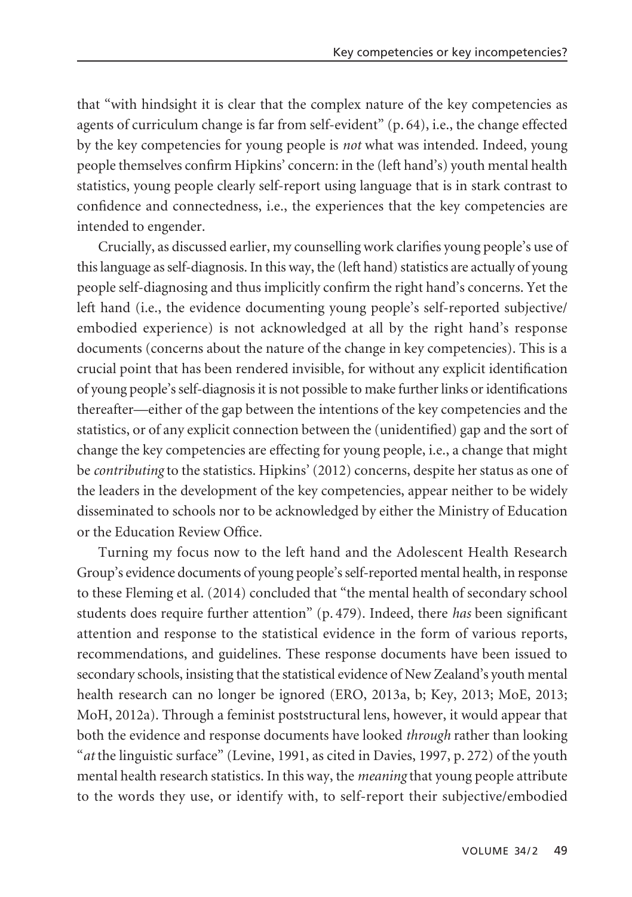that "with hindsight it is clear that the complex nature of the key competencies as agents of curriculum change is far from self-evident" (p. 64), i.e., the change effected by the key competencies for young people is *not* what was intended. Indeed, young people themselves confirm Hipkins' concern: in the (left hand's) youth mental health statistics, young people clearly self-report using language that is in stark contrast to confidence and connectedness, i.e., the experiences that the key competencies are intended to engender.

Crucially, as discussed earlier, my counselling work clarifies young people's use of this language as self-diagnosis. In this way, the (left hand) statistics are actually of young people self-diagnosing and thus implicitly confirm the right hand's concerns. Yet the left hand (i.e., the evidence documenting young people's self-reported subjective/embodied experience) is not acknowledged at all by the right hand's response documents (concerns about the nature of the change in key competencies). This is a crucial point that has been rendered invisible, for without any explicit identification of young people's self-diagnosis it is not possible to make further links or identifications thereafter—either of the gap between the intentions of the key competencies and the statistics, or of any explicit connection between the (unidentified) gap and the sort of change the key competencies are effecting for young people, i.e., a change that might be *contributing* to the statistics. Hipkins' (2012) concerns, despite her status as one of the leaders in the development of the key competencies, appear neither to be widely disseminated to schools nor to be acknowledged by either the Ministry of Education or the Education Review Office.

Turning my focus now to the left hand and the Adolescent Health Research Group's evidence documents of young people's self-reported mental health, in response to these Fleming et al. (2014) concluded that "the mental health of secondary school students does require further attention" (p. 479). Indeed, there *has* been significant attention and response to the statistical evidence in the form of various reports, recommendations, and guidelines. These response documents have been issued to secondary schools, insisting that the statistical evidence of New Zealand's youth mental health research can no longer be ignored (ERO, 2013a, b; Key, 2013; MoE, 2013; MoH, 2012a). Through a feminist poststructural lens, however, it would appear that both the evidence and response documents have looked *through* rather than looking "*at* the linguistic surface" (Levine, 1991, as cited in Davies, 1997, p. 272) of the youth mental health research statistics. In this way, the *meaning* that young people attribute to the words they use, or identify with, to self-report their subjective/embodied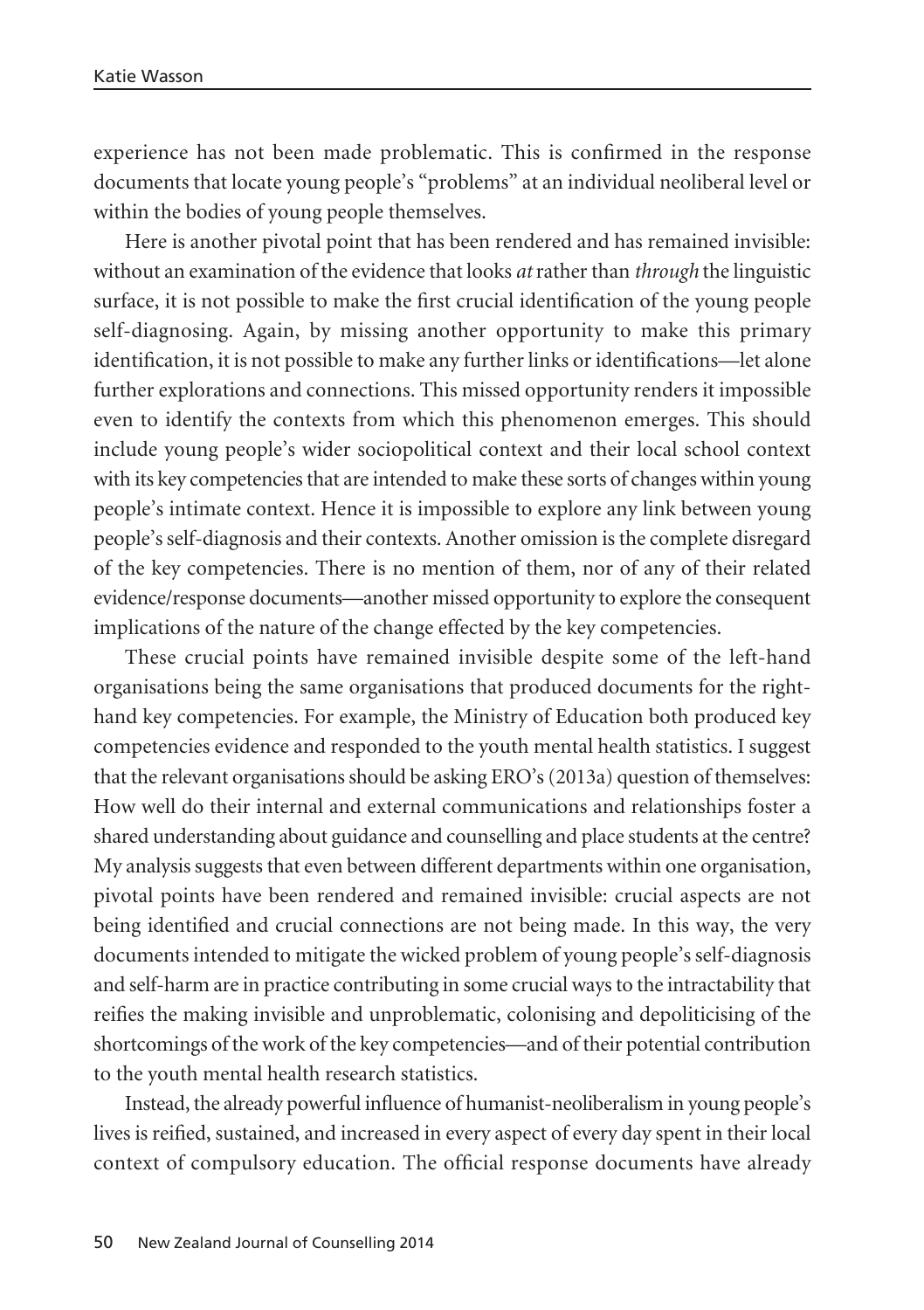experience has not been made problematic. This is confirmed in the response documents that locate young people's "problems" at an individual neoliberal level or within the bodies of young people themselves.

Here is another pivotal point that has been rendered and has remained invisible: without an examination of the evidence that looks *at* rather than *through* the linguistic surface, it is not possible to make the first crucial identification of the young people self-diagnosing. Again, by missing another opportunity to make this primary identification, it is not possible to make any further links or identifications—let alone further explorations and connections. This missed opportunity renders it impossible even to identify the contexts from which this phenomenon emerges. This should include young people's wider sociopolitical context and their local school context with its key competencies that are intended to make these sorts of changes within young people's intimate context. Hence it is impossible to explore any link between young people's self-diagnosis and their contexts. Another omission is the complete disregard of the key competencies. There is no mention of them, nor of any of their related evidence/response documents—another missed opportunity to explore the consequent implications of the nature of the change effected by the key competencies.

These crucial points have remained invisible despite some of the left-hand organisations being the same organisations that produced documents for the right-hand key competencies. For example, the Ministry of Education both produced key competencies evidence and responded to the youth mental health statistics. I suggest that the relevant organisations should be asking ERO's (2013a) question of themselves: How well do their internal and external communications and relationships foster a shared understanding about guidance and counselling and place students at the centre? My analysis suggests that even between different departments within one organisation, pivotal points have been rendered and remained invisible: crucial aspects are not being identified and crucial connections are not being made. In this way, the very documents intended to mitigate the wicked problem of young people's self-diagnosis and self-harm are in practice contributing in some crucial ways to the intractability that reifies the making invisible and unproblematic, colonising and depoliticising of the shortcomings of the work of the key competencies—and of their potential contribution to the youth mental health research statistics.

Instead, the already powerful influence of humanist-neoliberalism in young people's lives is reified, sustained, and increased in every aspect of every day spent in their local context of compulsory education. The official response documents have already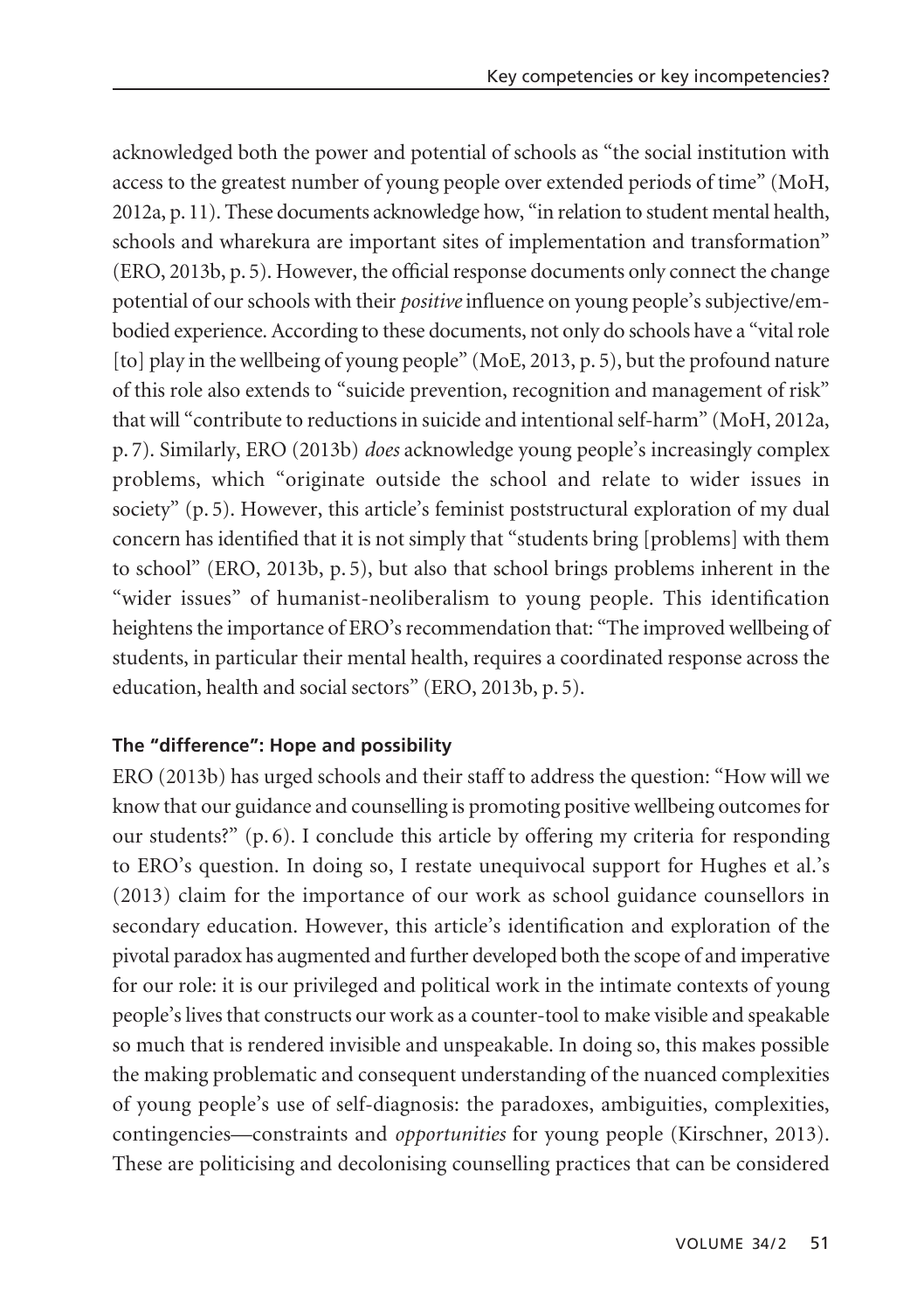acknowledged both the power and potential of schools as "the social institution with access to the greatest number of young people over extended periods of time" (MoH, 2012a, p. 11). These documents acknowledge how, "in relation to student mental health, schools and wharekura are important sites of implementation and transformation" (ERO, 2013b, p. 5). However, the official response documents only connect the change potential of our schools with their *positive* influence on young people's subjective/embodied experience. According to these documents, not only do schools have a "vital role [to] play in the wellbeing of young people" (MoE, 2013, p. 5), but the profound nature of this role also extends to "suicide prevention, recognition and management of risk" that will "contribute to reductions in suicide and intentional self-harm" (MoH, 2012a, p. 7). Similarly, ERO (2013b) *does* acknowledge young people's increasingly complex problems, which "originate outside the school and relate to wider issues in society" (p. 5). However, this article's feminist poststructural exploration of my dual concern has identified that it is not simply that "students bring [problems] with them to school" (ERO, 2013b, p. 5), but also that school brings problems inherent in the "wider issues" of humanist-neoliberalism to young people. This identification heightens the importance of ERO's recommendation that: "The improved wellbeing of students, in particular their mental health, requires a coordinated response across the education, health and social sectors" (ERO, 2013b, p. 5).

### The "difference": Hope and possibility

ERO (2013b) has urged schools and their staff to address the question: "How will we know that our guidance and counselling is promoting positive wellbeing outcomes for our students?" (p. 6). I conclude this article by offering my criteria for responding to ERO's question. In doing so, I restate unequivocal support for Hughes et al.'s (2013) claim for the importance of our work as school guidance counsellors in secondary education. However, this article's identification and exploration of the pivotal paradox has augmented and further developed both the scope of and imperative for our role: it is our privileged and political work in the intimate contexts of young people's lives that constructs our work as a counter-tool to make visible and speakable so much that is rendered invisible and unspeakable. In doing so, this makes possible the making problematic and consequent understanding of the nuanced complexities of young people's use of self-diagnosis: the paradoxes, ambiguities, complexities, contingencies—constraints and *opportunities* for young people (Kirschner, 2013). These are politicising and decolonising counselling practices that can be considered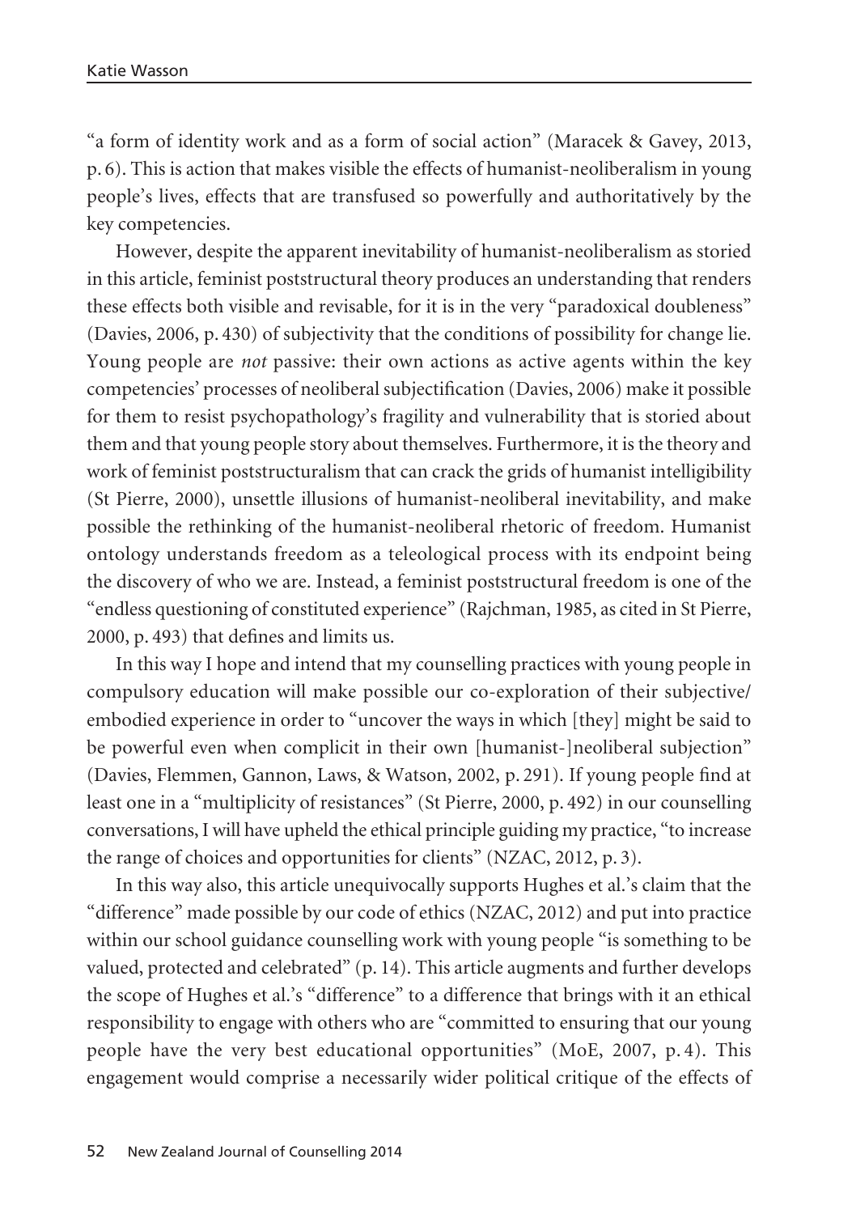"a form of identity work and as a form of social action" (Maracek & Gavey, 2013, p. 6). This is action that makes visible the effects of humanist-neoliberalism in young people's lives, effects that are transfused so powerfully and authoritatively by the key competencies.

However, despite the apparent inevitability of humanist-neoliberalism as storied in this article, feminist poststructural theory produces an understanding that renders these effects both visible and revisable, for it is in the very "paradoxical doubleness" (Davies, 2006, p. 430) of subjectivity that the conditions of possibility for change lie. Young people are *not* passive: their own actions as active agents within the key competencies' processes of neoliberal subjectification (Davies, 2006) make it possible for them to resist psychopathology's fragility and vulnerability that is storied about them and that young people story about themselves. Furthermore, it is the theory and work of feminist poststructuralism that can crack the grids of humanist intelligibility (St Pierre, 2000), unsettle illusions of humanist-neoliberal inevitability, and make possible the rethinking of the humanist-neoliberal rhetoric of freedom. Humanist ontology understands freedom as a teleological process with its endpoint being the discovery of who we are. Instead, a feminist poststructural freedom is one of the "endless questioning of constituted experience" (Rajchman, 1985, as cited in St Pierre, 2000, p. 493) that defines and limits us.

In this way I hope and intend that my counselling practices with young people in compulsory education will make possible our co-exploration of their subjective/embodied experience in order to "uncover the ways in which [they] might be said to be powerful even when complicit in their own [humanist-]neoliberal subjection" (Davies, Flemmen, Gannon, Laws, & Watson, 2002, p. 291). If young people find at least one in a "multiplicity of resistances" (St Pierre, 2000, p. 492) in our counselling conversations, I will have upheld the ethical principle guiding my practice, "to increase the range of choices and opportunities for clients" (NZAC, 2012, p. 3).

In this way also, this article unequivocally supports Hughes et al.'s claim that the "difference" made possible by our code of ethics (NZAC, 2012) and put into practice within our school guidance counselling work with young people "is something to be valued, protected and celebrated" (p. 14). This article augments and further develops the scope of Hughes et al.'s "difference" to a difference that brings with it an ethical responsibility to engage with others who are "committed to ensuring that our young people have the very best educational opportunities" (MoE, 2007, p. 4). This engagement would comprise a necessarily wider political critique of the effects of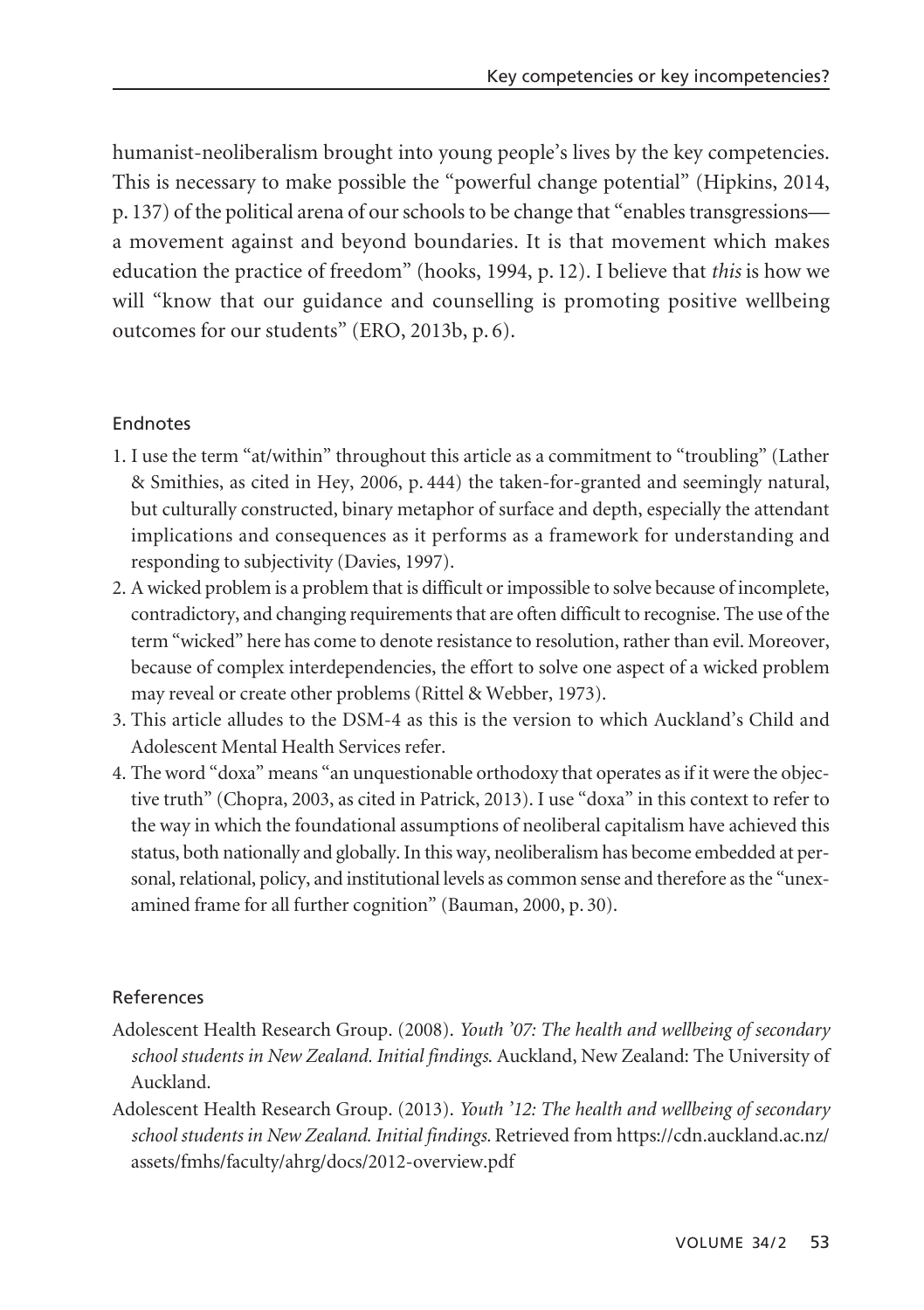humanist-neoliberalism brought into young people's lives by the key competencies. This is necessary to make possible the "powerful change potential" (Hipkins, 2014, p. 137) of the political arena of our schools to be change that "enables transgressions—a movement against and beyond boundaries. It is that movement which makes education the practice of freedom" (hooks, 1994, p. 12). I believe that *this* is how we will "know that our guidance and counselling is promoting positive wellbeing outcomes for our students" (ERO, 2013b, p. 6).

## Endnotes

1. I use the term "at/within" throughout this article as a commitment to "troubling" (Lather & Smithies, as cited in Hey, 2006, p. 444) the taken-for-granted and seemingly natural, but culturally constructed, binary metaphor of surface and depth, especially the attendant implications and consequences as it performs as a framework for understanding and responding to subjectivity (Davies, 1997).
2. A wicked problem is a problem that is difficult or impossible to solve because of incomplete, contradictory, and changing requirements that are often difficult to recognise. The use of the term "wicked" here has come to denote resistance to resolution, rather than evil. Moreover, because of complex interdependencies, the effort to solve one aspect of a wicked problem may reveal or create other problems (Rittel & Webber, 1973).
3. This article alludes to the DSM-4 as this is the version to which Auckland's Child and Adolescent Mental Health Services refer.
4. The word "doxa" means "an unquestionable orthodoxy that operates as if it were the objective truth" (Chopra, 2003, as cited in Patrick, 2013). I use "doxa" in this context to refer to the way in which the foundational assumptions of neoliberal capitalism have achieved this status, both nationally and globally. In this way, neoliberalism has become embedded at personal, relational, policy, and institutional levels as common sense and therefore as the "unexamined frame for all further cognition" (Bauman, 2000, p. 30).

## References

Adolescent Health Research Group. (2008). *Youth '07: The health and wellbeing of secondary school students in New Zealand. Initial findings.* Auckland, New Zealand: The University of Auckland.

Adolescent Health Research Group. (2013). *Youth '12: The health and wellbeing of secondary school students in New Zealand. Initial findings.* Retrieved from https://cdn.auckland.ac.nz/assets/fmhs/faculty/ahrg/docs/2012-overview.pdf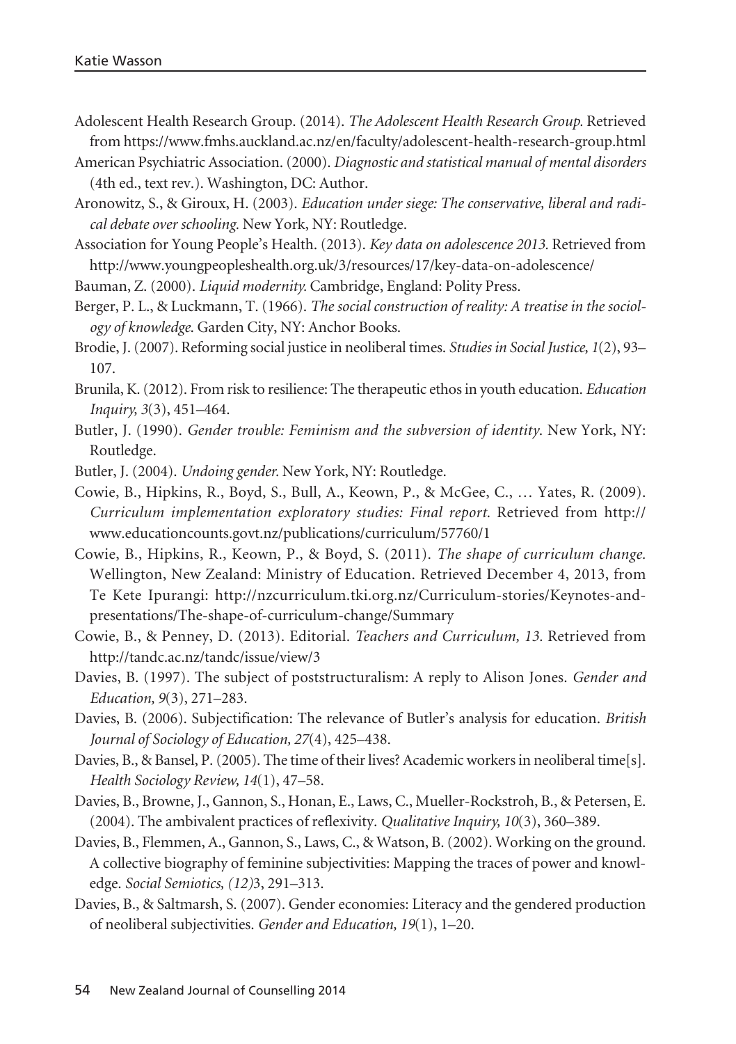Adolescent Health Research Group. (2014). *The Adolescent Health Research Group.* Retrieved from https://www.fmhs.auckland.ac.nz/en/faculty/adolescent-health-research-group.html

American Psychiatric Association. (2000). *Diagnostic and statistical manual of mental disorders* (4th ed., text rev.). Washington, DC: Author.

Aronowitz, S., & Giroux, H. (2003). *Education under siege: The conservative, liberal and radical debate over schooling.* New York, NY: Routledge.

Association for Young People's Health. (2013). *Key data on adolescence 2013.* Retrieved from http://www.youngpeopleshealth.org.uk/3/resources/17/key-data-on-adolescence/

Bauman, Z. (2000). *Liquid modernity.* Cambridge, England: Polity Press.

Berger, P. L., & Luckmann, T. (1966). *The social construction of reality: A treatise in the sociology of knowledge.* Garden City, NY: Anchor Books.

Brodie, J. (2007). Reforming social justice in neoliberal times. *Studies in Social Justice, 1*(2), 93–107.

Brunila, K. (2012). From risk to resilience: The therapeutic ethos in youth education. *Education Inquiry, 3*(3), 451–464.

Butler, J. (1990). *Gender trouble: Feminism and the subversion of identity*. New York, NY: Routledge.

Butler, J. (2004). *Undoing gender.* New York, NY: Routledge.

Cowie, B., Hipkins, R., Boyd, S., Bull, A., Keown, P., & McGee, C., … Yates, R. (2009). *Curriculum implementation exploratory studies: Final report.* Retrieved from http://www.educationcounts.govt.nz/publications/curriculum/57760/1

Cowie, B., Hipkins, R., Keown, P., & Boyd, S. (2011). *The shape of curriculum change.* Wellington, New Zealand: Ministry of Education. Retrieved December 4, 2013, from Te Kete Ipurangi: http://nzcurriculum.tki.org.nz/Curriculum-stories/Keynotes-and-presentations/The-shape-of-curriculum-change/Summary

Cowie, B., & Penney, D. (2013). Editorial. *Teachers and Curriculum, 13.* Retrieved from http://tandc.ac.nz/tandc/issue/view/3

Davies, B. (1997). The subject of poststructuralism: A reply to Alison Jones. *Gender and Education, 9*(3), 271–283.

Davies, B. (2006). Subjectification: The relevance of Butler's analysis for education. *British Journal of Sociology of Education, 27*(4), 425–438.

Davies, B., & Bansel, P. (2005). The time of their lives? Academic workers in neoliberal time[s]. *Health Sociology Review, 14*(1), 47–58.

Davies, B., Browne, J., Gannon, S., Honan, E., Laws, C., Mueller-Rockstroh, B., & Petersen, E. (2004). The ambivalent practices of reflexivity. *Qualitative Inquiry, 10*(3), 360–389.

Davies, B., Flemmen, A., Gannon, S., Laws, C., & Watson, B. (2002). Working on the ground. A collective biography of feminine subjectivities: Mapping the traces of power and knowledge. *Social Semiotics, (12)3*, 291–313.

Davies, B., & Saltmarsh, S. (2007). Gender economies: Literacy and the gendered production of neoliberal subjectivities. *Gender and Education, 19*(1), 1–20.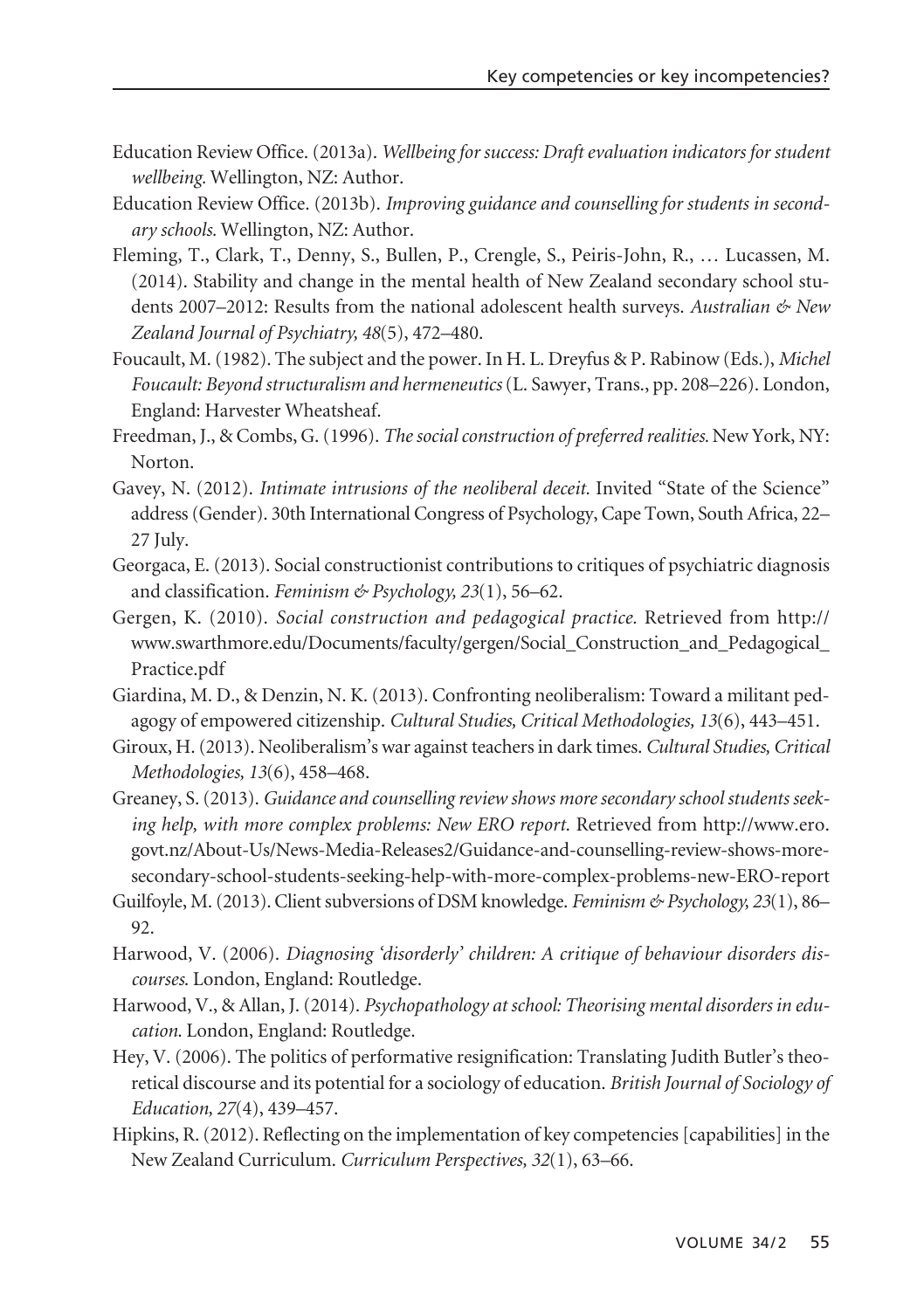Education Review Office. (2013a). *Wellbeing for success: Draft evaluation indicators for student wellbeing.* Wellington, NZ: Author.

Education Review Office. (2013b). *Improving guidance and counselling for students in secondary schools.* Wellington, NZ: Author.

Fleming, T., Clark, T., Denny, S., Bullen, P., Crengle, S., Peiris-John, R., … Lucassen, M. (2014). Stability and change in the mental health of New Zealand secondary school students 2007–2012: Results from the national adolescent health surveys. *Australian & New Zealand Journal of Psychiatry, 48*(5), 472–480.

Foucault, M. (1982). The subject and the power. In H. L. Dreyfus & P. Rabinow (Eds.), *Michel Foucault: Beyond structuralism and hermeneutics* (L. Sawyer, Trans., pp. 208–226). London, England: Harvester Wheatsheaf.

Freedman, J., & Combs, G. (1996). *The social construction of preferred realities.* New York, NY: Norton.

Gavey, N. (2012). *Intimate intrusions of the neoliberal deceit.* Invited "State of the Science" address (Gender). 30th International Congress of Psychology, Cape Town, South Africa, 22–27 July.

Georgaca, E. (2013). Social constructionist contributions to critiques of psychiatric diagnosis and classification. *Feminism & Psychology, 23*(1), 56–62.

Gergen, K. (2010). *Social construction and pedagogical practice.* Retrieved from http://www.swarthmore.edu/Documents/faculty/gergen/Social_Construction_and_Pedagogical_Practice.pdf

Giardina, M. D., & Denzin, N. K. (2013). Confronting neoliberalism: Toward a militant pedagogy of empowered citizenship. *Cultural Studies, Critical Methodologies, 13*(6), 443–451.

Giroux, H. (2013). Neoliberalism's war against teachers in dark times. *Cultural Studies, Critical Methodologies, 13*(6), 458–468.

Greaney, S. (2013). *Guidance and counselling review shows more secondary school students seeking help, with more complex problems: New ERO report.* Retrieved from http://www.ero.govt.nz/About-Us/News-Media-Releases2/Guidance-and-counselling-review-shows-more-secondary-school-students-seeking-help-with-more-complex-problems-new-ERO-report

Guilfoyle, M. (2013). Client subversions of DSM knowledge. *Feminism & Psychology, 23*(1), 86–92.

Harwood, V. (2006). *Diagnosing 'disorderly' children: A critique of behaviour disorders discourses.* London, England: Routledge.

Harwood, V., & Allan, J. (2014). *Psychopathology at school: Theorising mental disorders in education.* London, England: Routledge.

Hey, V. (2006). The politics of performative resignification: Translating Judith Butler's theoretical discourse and its potential for a sociology of education. *British Journal of Sociology of Education, 27*(4), 439–457.

Hipkins, R. (2012). Reflecting on the implementation of key competencies [capabilities] in the New Zealand Curriculum. *Curriculum Perspectives, 32*(1), 63–66.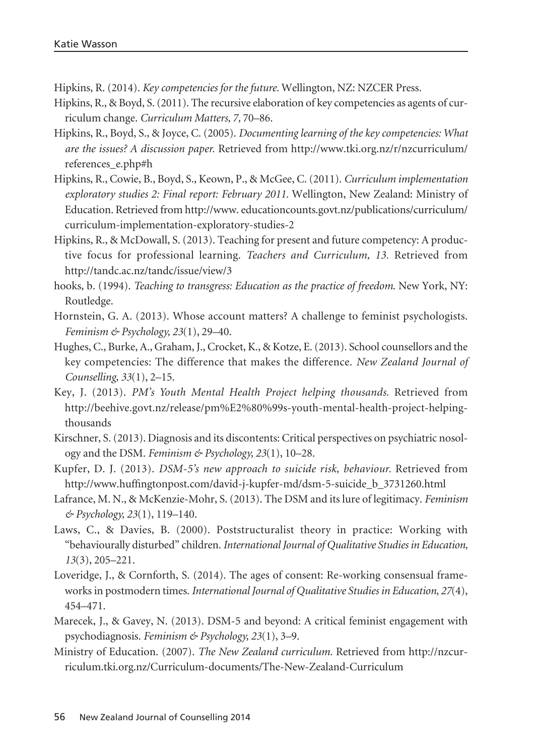Hipkins, R. (2014). *Key competencies for the future.* Wellington, NZ: NZCER Press.

Hipkins, R., & Boyd, S. (2011). The recursive elaboration of key competencies as agents of curriculum change. *Curriculum Matters, 7,* 70–86.

Hipkins, R., Boyd, S., & Joyce, C. (2005). *Documenting learning of the key competencies: What are the issues? A discussion paper.* Retrieved from http://www.tki.org.nz/r/nzcurriculum/references_e.php#h

Hipkins, R., Cowie, B., Boyd, S., Keown, P., & McGee, C. (2011). *Curriculum implementation exploratory studies 2: Final report: February 2011.* Wellington, New Zealand: Ministry of Education. Retrieved from http://www. educationcounts.govt.nz/publications/curriculum/curriculum-implementation-exploratory-studies-2

Hipkins, R., & McDowall, S. (2013). Teaching for present and future competency: A productive focus for professional learning. *Teachers and Curriculum, 13.* Retrieved from http://tandc.ac.nz/tandc/issue/view/3

hooks, b. (1994). *Teaching to transgress: Education as the practice of freedom.* New York, NY: Routledge.

Hornstein, G. A. (2013). Whose account matters? A challenge to feminist psychologists. *Feminism & Psychology, 23*(1), 29–40.

Hughes, C., Burke, A., Graham, J., Crocket, K., & Kotze, E. (2013). School counsellors and the key competencies: The difference that makes the difference. *New Zealand Journal of Counselling, 33*(1), 2–15.

Key, J. (2013). *PM's Youth Mental Health Project helping thousands.* Retrieved from http://beehive.govt.nz/release/pm%E2%80%99s-youth-mental-health-project-helping-thousands

Kirschner, S. (2013). Diagnosis and its discontents: Critical perspectives on psychiatric nosology and the DSM. *Feminism & Psychology, 23*(1), 10–28.

Kupfer, D. J. (2013). *DSM-5's new approach to suicide risk, behaviour.* Retrieved from http://www.huffingtonpost.com/david-j-kupfer-md/dsm-5-suicide_b_3731260.html

Lafrance, M. N., & McKenzie-Mohr, S. (2013). The DSM and its lure of legitimacy. *Feminism & Psychology, 23*(1), 119–140.

Laws, C., & Davies, B. (2000). Poststructuralist theory in practice: Working with "behaviourally disturbed" children. *International Journal of Qualitative Studies in Education, 13*(3), 205–221.

Loveridge, J., & Cornforth, S. (2014). The ages of consent: Re-working consensual frameworks in postmodern times. *International Journal of Qualitative Studies in Education, 27*(4), 454–471.

Marecek, J., & Gavey, N. (2013). DSM-5 and beyond: A critical feminist engagement with psychodiagnosis. *Feminism & Psychology, 23*(1), 3–9.

Ministry of Education. (2007). *The New Zealand curriculum.* Retrieved from http://nzcurriculum.tki.org.nz/Curriculum-documents/The-New-Zealand-Curriculum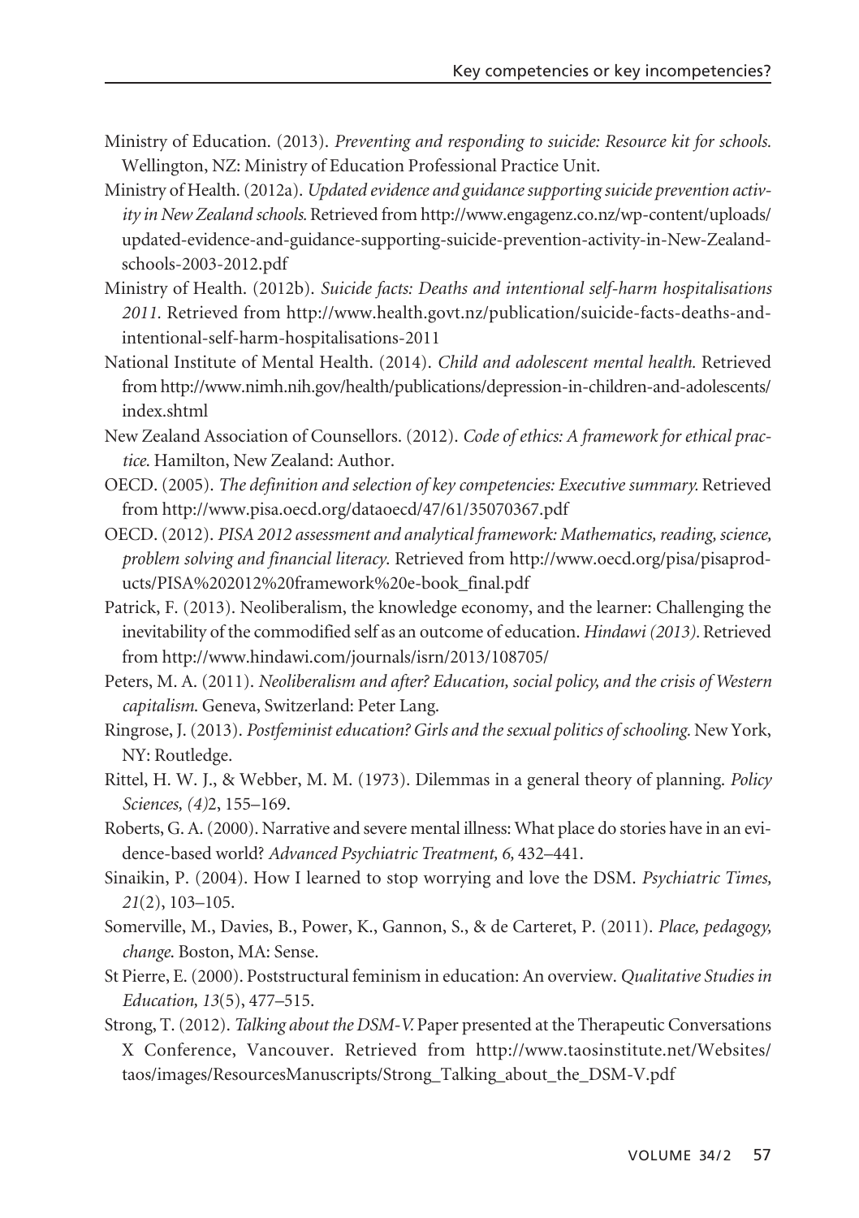Ministry of Education. (2013). *Preventing and responding to suicide: Resource kit for schools.* Wellington, NZ: Ministry of Education Professional Practice Unit.

Ministry of Health. (2012a). *Updated evidence and guidance supporting suicide prevention activity in New Zealand schools.* Retrieved from http://www.engagenz.co.nz/wp-content/uploads/updated-evidence-and-guidance-supporting-suicide-prevention-activity-in-New-Zealand-schools-2003-2012.pdf

Ministry of Health. (2012b). *Suicide facts: Deaths and intentional self-harm hospitalisations 2011.* Retrieved from http://www.health.govt.nz/publication/suicide-facts-deaths-and-intentional-self-harm-hospitalisations-2011

National Institute of Mental Health. (2014). *Child and adolescent mental health.* Retrieved from http://www.nimh.nih.gov/health/publications/depression-in-children-and-adolescents/index.shtml

New Zealand Association of Counsellors. (2012). *Code of ethics: A framework for ethical practice.* Hamilton, New Zealand: Author.

OECD. (2005). *The definition and selection of key competencies: Executive summary.* Retrieved from http://www.pisa.oecd.org/dataoecd/47/61/35070367.pdf

OECD. (2012). *PISA 2012 assessment and analytical framework: Mathematics, reading, science, problem solving and financial literacy.* Retrieved from http://www.oecd.org/pisa/pisaproducts/PISA%202012%20framework%20e-book_final.pdf

Patrick, F. (2013). Neoliberalism, the knowledge economy, and the learner: Challenging the inevitability of the commodified self as an outcome of education. *Hindawi (2013).* Retrieved from http://www.hindawi.com/journals/isrn/2013/108705/

Peters, M. A. (2011). *Neoliberalism and after? Education, social policy, and the crisis of Western capitalism.* Geneva, Switzerland: Peter Lang.

Ringrose, J. (2013). *Postfeminist education? Girls and the sexual politics of schooling.* New York, NY: Routledge.

Rittel, H. W. J., & Webber, M. M. (1973). Dilemmas in a general theory of planning. *Policy Sciences, (4)*2, 155–169.

Roberts, G. A. (2000). Narrative and severe mental illness: What place do stories have in an evidence-based world? *Advanced Psychiatric Treatment, 6,* 432–441.

Sinaikin, P. (2004). How I learned to stop worrying and love the DSM. *Psychiatric Times, 21*(2), 103–105.

Somerville, M., Davies, B., Power, K., Gannon, S., & de Carteret, P. (2011). *Place, pedagogy, change.* Boston, MA: Sense.

St Pierre, E. (2000). Poststructural feminism in education: An overview. *Qualitative Studies in Education, 13*(5), 477–515.

Strong, T. (2012). *Talking about the DSM-V.* Paper presented at the Therapeutic Conversations X Conference, Vancouver. Retrieved from http://www.taosinstitute.net/Websites/taos/images/ResourcesManuscripts/Strong_Talking_about_the_DSM-V.pdf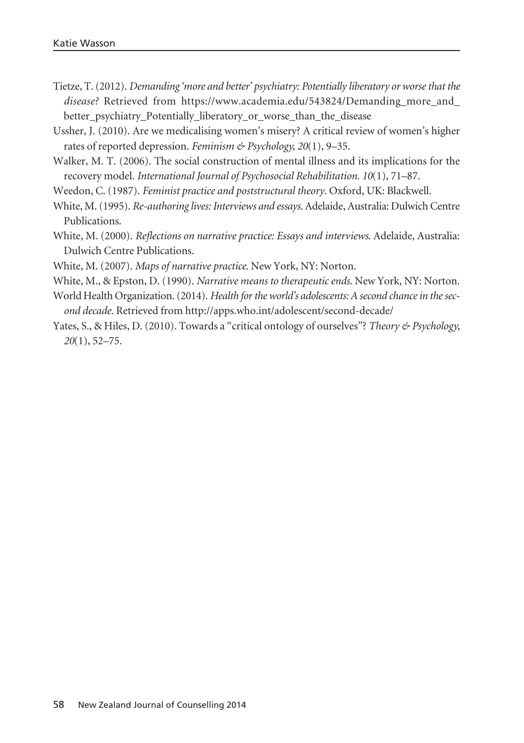Tietze, T. (2012). *Demanding 'more and better' psychiatry: Potentially liberatory or worse that the disease?* Retrieved from https://www.academia.edu/543824/Demanding_more_and_better_psychiatry_Potentially_liberatory_or_worse_than_the_disease

Ussher, J. (2010). Are we medicalising women's misery? A critical review of women's higher rates of reported depression. *Feminism & Psychology, 20*(1), 9–35.

Walker, M. T. (2006). The social construction of mental illness and its implications for the recovery model. *International Journal of Psychosocial Rehabilitation. 10*(1), 71–87.

Weedon, C. (1987). *Feminist practice and poststructural theory*. Oxford, UK: Blackwell.

White, M. (1995). *Re-authoring lives: Interviews and essays*. Adelaide, Australia: Dulwich Centre Publications.

White, M. (2000). *Reflections on narrative practice: Essays and interviews*. Adelaide, Australia: Dulwich Centre Publications.

White, M. (2007). *Maps of narrative practice*. New York, NY: Norton.

White, M., & Epston, D. (1990). *Narrative means to therapeutic ends*. New York, NY: Norton.

World Health Organization. (2014). *Health for the world's adolescents: A second chance in the second decade*. Retrieved from http://apps.who.int/adolescent/second-decade/

Yates, S., & Hiles, D. (2010). Towards a "critical ontology of ourselves"? *Theory & Psychology, 20*(1), 52–75.